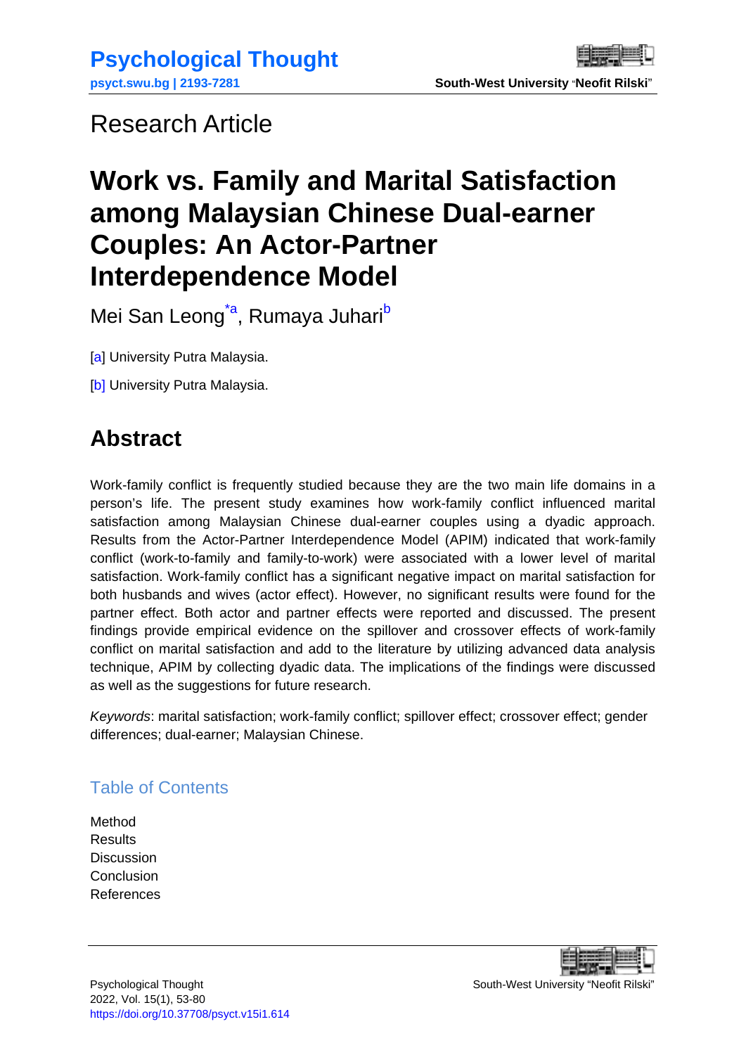Research Article

# Work vs. Family and Marital Satisfaction among Malaysian Chinese Dual-earner Couples: An Actor-Partner Interdependence Model

Mei San Leong[*a], Rumaya Juhari[b]

[a] University Putra Malaysia.

[b] University Putra Malaysia.

## Abstract

Work-family conflict is frequently studied because they are the two main life domains in a person's life. The present study examines how work-family conflict influenced marital satisfaction among Malaysian Chinese dual-earner couples using a dyadic approach. Results from the Actor-Partner Interdependence Model (APIM) indicated that work-family conflict (work-to-family and family-to-work) were associated with a lower level of marital satisfaction. Work-family conflict has a significant negative impact on marital satisfaction for both husbands and wives (actor effect). However, no significant results were found for the partner effect. Both actor and partner effects were reported and discussed. The present findings provide empirical evidence on the spillover and crossover effects of work-family conflict on marital satisfaction and add to the literature by utilizing advanced data analysis technique, APIM by collecting dyadic data. The implications of the findings were discussed as well as the suggestions for future research.

*Keywords*: marital satisfaction; work-family conflict; spillover effect; crossover effect; gender differences; dual-earner; Malaysian Chinese.

## Table of Contents

Method
Results
Discussion
Conclusion
References

https://doi.org/10.37708/psyct.v15i1.614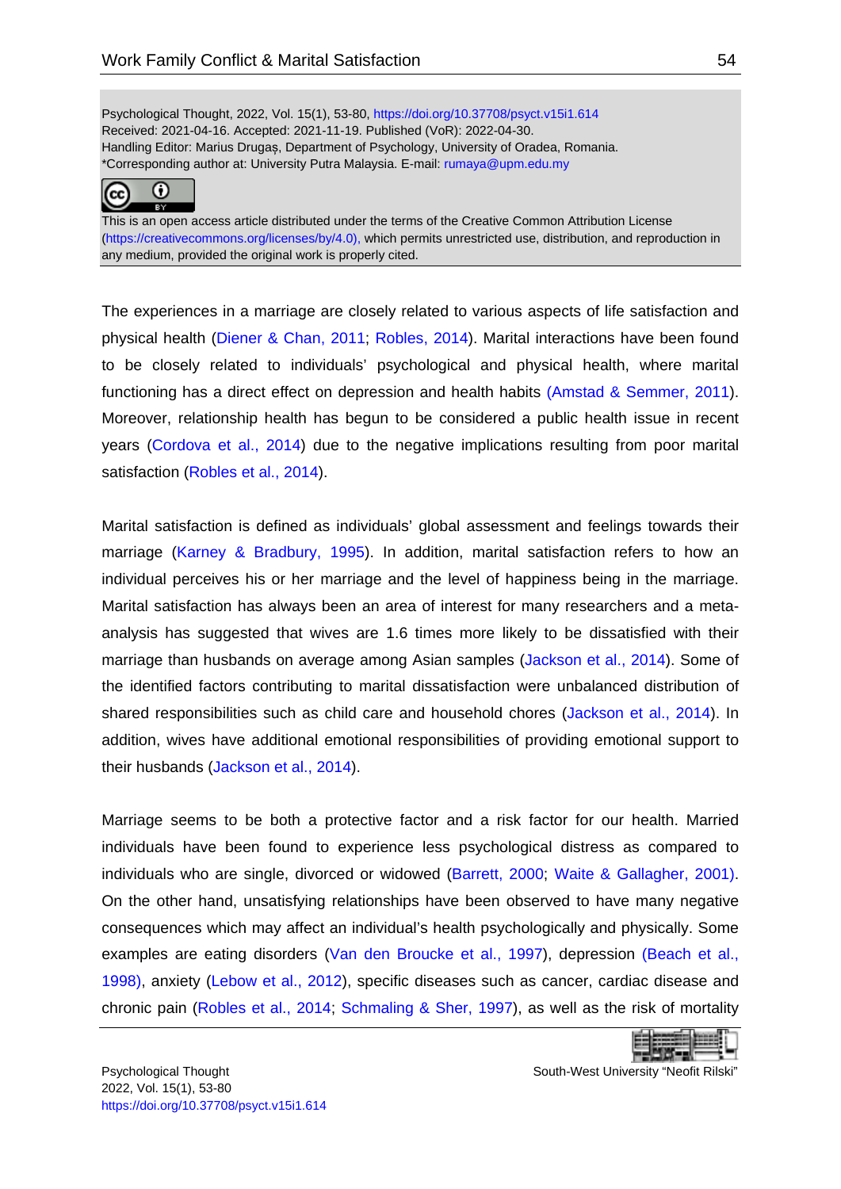Psychological Thought, 2022, Vol. 15(1), 53-80, https://doi.org/10.37708/psyct.v15i1.614
Received: 2021-04-16. Accepted: 2021-11-19. Published (VoR): 2022-04-30.
Handling Editor: Marius Drugaș, Department of Psychology, University of Oradea, Romania.
*Corresponding author at: University Putra Malaysia. E-mail: rumaya@upm.edu.my

This is an open access article distributed under the terms of the Creative Common Attribution License (https://creativecommons.org/licenses/by/4.0), which permits unrestricted use, distribution, and reproduction in any medium, provided the original work is properly cited.

The experiences in a marriage are closely related to various aspects of life satisfaction and physical health (Diener & Chan, 2011; Robles, 2014). Marital interactions have been found to be closely related to individuals' psychological and physical health, where marital functioning has a direct effect on depression and health habits (Amstad & Semmer, 2011). Moreover, relationship health has begun to be considered a public health issue in recent years (Cordova et al., 2014) due to the negative implications resulting from poor marital satisfaction (Robles et al., 2014).

Marital satisfaction is defined as individuals' global assessment and feelings towards their marriage (Karney & Bradbury, 1995). In addition, marital satisfaction refers to how an individual perceives his or her marriage and the level of happiness being in the marriage. Marital satisfaction has always been an area of interest for many researchers and a meta-analysis has suggested that wives are 1.6 times more likely to be dissatisfied with their marriage than husbands on average among Asian samples (Jackson et al., 2014). Some of the identified factors contributing to marital dissatisfaction were unbalanced distribution of shared responsibilities such as child care and household chores (Jackson et al., 2014). In addition, wives have additional emotional responsibilities of providing emotional support to their husbands (Jackson et al., 2014).

Marriage seems to be both a protective factor and a risk factor for our health. Married individuals have been found to experience less psychological distress as compared to individuals who are single, divorced or widowed (Barrett, 2000; Waite & Gallagher, 2001). On the other hand, unsatisfying relationships have been observed to have many negative consequences which may affect an individual's health psychologically and physically. Some examples are eating disorders (Van den Broucke et al., 1997), depression (Beach et al., 1998), anxiety (Lebow et al., 2012), specific diseases such as cancer, cardiac disease and chronic pain (Robles et al., 2014; Schmaling & Sher, 1997), as well as the risk of mortality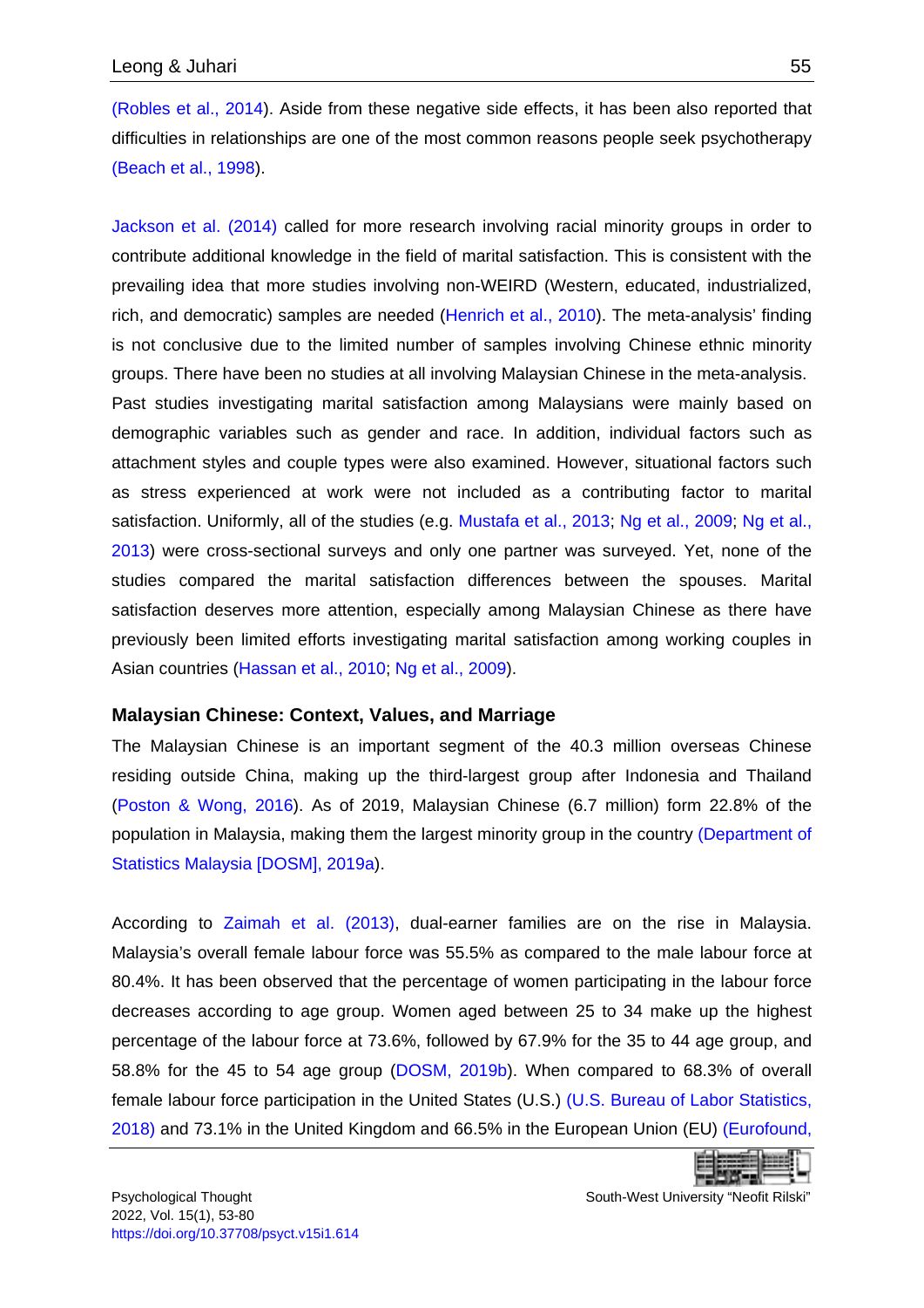(Robles et al., 2014). Aside from these negative side effects, it has been also reported that difficulties in relationships are one of the most common reasons people seek psychotherapy (Beach et al., 1998).

Jackson et al. (2014) called for more research involving racial minority groups in order to contribute additional knowledge in the field of marital satisfaction. This is consistent with the prevailing idea that more studies involving non-WEIRD (Western, educated, industrialized, rich, and democratic) samples are needed (Henrich et al., 2010). The meta-analysis' finding is not conclusive due to the limited number of samples involving Chinese ethnic minority groups. There have been no studies at all involving Malaysian Chinese in the meta-analysis. Past studies investigating marital satisfaction among Malaysians were mainly based on demographic variables such as gender and race. In addition, individual factors such as attachment styles and couple types were also examined. However, situational factors such as stress experienced at work were not included as a contributing factor to marital satisfaction. Uniformly, all of the studies (e.g. Mustafa et al., 2013; Ng et al., 2009; Ng et al., 2013) were cross-sectional surveys and only one partner was surveyed. Yet, none of the studies compared the marital satisfaction differences between the spouses. Marital satisfaction deserves more attention, especially among Malaysian Chinese as there have previously been limited efforts investigating marital satisfaction among working couples in Asian countries (Hassan et al., 2010; Ng et al., 2009).

## Malaysian Chinese: Context, Values, and Marriage

The Malaysian Chinese is an important segment of the 40.3 million overseas Chinese residing outside China, making up the third-largest group after Indonesia and Thailand (Poston & Wong, 2016). As of 2019, Malaysian Chinese (6.7 million) form 22.8% of the population in Malaysia, making them the largest minority group in the country (Department of Statistics Malaysia [DOSM], 2019a).

According to Zaimah et al. (2013), dual-earner families are on the rise in Malaysia. Malaysia's overall female labour force was 55.5% as compared to the male labour force at 80.4%. It has been observed that the percentage of women participating in the labour force decreases according to age group. Women aged between 25 to 34 make up the highest percentage of the labour force at 73.6%, followed by 67.9% for the 35 to 44 age group, and 58.8% for the 45 to 54 age group (DOSM, 2019b). When compared to 68.3% of overall female labour force participation in the United States (U.S.) (U.S. Bureau of Labor Statistics, 2018) and 73.1% in the United Kingdom and 66.5% in the European Union (EU) (Eurofound,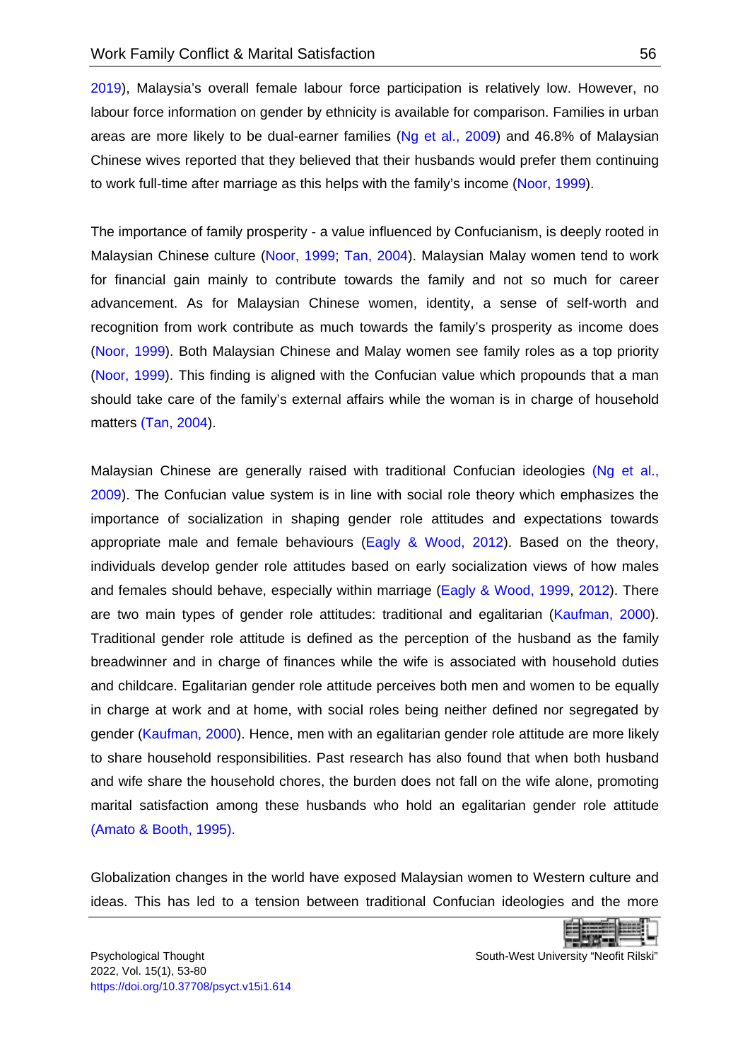2019), Malaysia's overall female labour force participation is relatively low. However, no labour force information on gender by ethnicity is available for comparison. Families in urban areas are more likely to be dual-earner families (Ng et al., 2009) and 46.8% of Malaysian Chinese wives reported that they believed that their husbands would prefer them continuing to work full-time after marriage as this helps with the family's income (Noor, 1999).

The importance of family prosperity - a value influenced by Confucianism, is deeply rooted in Malaysian Chinese culture (Noor, 1999; Tan, 2004). Malaysian Malay women tend to work for financial gain mainly to contribute towards the family and not so much for career advancement. As for Malaysian Chinese women, identity, a sense of self-worth and recognition from work contribute as much towards the family's prosperity as income does (Noor, 1999). Both Malaysian Chinese and Malay women see family roles as a top priority (Noor, 1999). This finding is aligned with the Confucian value which propounds that a man should take care of the family's external affairs while the woman is in charge of household matters (Tan, 2004).

Malaysian Chinese are generally raised with traditional Confucian ideologies (Ng et al., 2009). The Confucian value system is in line with social role theory which emphasizes the importance of socialization in shaping gender role attitudes and expectations towards appropriate male and female behaviours (Eagly & Wood, 2012). Based on the theory, individuals develop gender role attitudes based on early socialization views of how males and females should behave, especially within marriage (Eagly & Wood, 1999, 2012). There are two main types of gender role attitudes: traditional and egalitarian (Kaufman, 2000). Traditional gender role attitude is defined as the perception of the husband as the family breadwinner and in charge of finances while the wife is associated with household duties and childcare. Egalitarian gender role attitude perceives both men and women to be equally in charge at work and at home, with social roles being neither defined nor segregated by gender (Kaufman, 2000). Hence, men with an egalitarian gender role attitude are more likely to share household responsibilities. Past research has also found that when both husband and wife share the household chores, the burden does not fall on the wife alone, promoting marital satisfaction among these husbands who hold an egalitarian gender role attitude (Amato & Booth, 1995).

Globalization changes in the world have exposed Malaysian women to Western culture and ideas. This has led to a tension between traditional Confucian ideologies and the more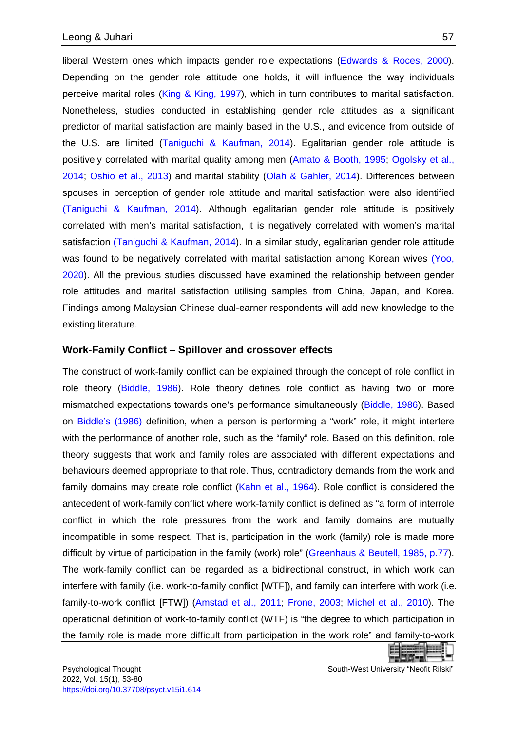liberal Western ones which impacts gender role expectations (Edwards & Roces, 2000). Depending on the gender role attitude one holds, it will influence the way individuals perceive marital roles (King & King, 1997), which in turn contributes to marital satisfaction. Nonetheless, studies conducted in establishing gender role attitudes as a significant predictor of marital satisfaction are mainly based in the U.S., and evidence from outside of the U.S. are limited (Taniguchi & Kaufman, 2014). Egalitarian gender role attitude is positively correlated with marital quality among men (Amato & Booth, 1995; Ogolsky et al., 2014; Oshio et al., 2013) and marital stability (Olah & Gahler, 2014). Differences between spouses in perception of gender role attitude and marital satisfaction were also identified (Taniguchi & Kaufman, 2014). Although egalitarian gender role attitude is positively correlated with men's marital satisfaction, it is negatively correlated with women's marital satisfaction (Taniguchi & Kaufman, 2014). In a similar study, egalitarian gender role attitude was found to be negatively correlated with marital satisfaction among Korean wives (Yoo, 2020). All the previous studies discussed have examined the relationship between gender role attitudes and marital satisfaction utilising samples from China, Japan, and Korea. Findings among Malaysian Chinese dual-earner respondents will add new knowledge to the existing literature.

## Work-Family Conflict – Spillover and crossover effects

The construct of work-family conflict can be explained through the concept of role conflict in role theory (Biddle, 1986). Role theory defines role conflict as having two or more mismatched expectations towards one's performance simultaneously (Biddle, 1986). Based on Biddle's (1986) definition, when a person is performing a "work" role, it might interfere with the performance of another role, such as the "family" role. Based on this definition, role theory suggests that work and family roles are associated with different expectations and behaviours deemed appropriate to that role. Thus, contradictory demands from the work and family domains may create role conflict (Kahn et al., 1964). Role conflict is considered the antecedent of work-family conflict where work-family conflict is defined as "a form of interrole conflict in which the role pressures from the work and family domains are mutually incompatible in some respect. That is, participation in the work (family) role is made more difficult by virtue of participation in the family (work) role" (Greenhaus & Beutell, 1985, p.77). The work-family conflict can be regarded as a bidirectional construct, in which work can interfere with family (i.e. work-to-family conflict [WTF]), and family can interfere with work (i.e. family-to-work conflict [FTW]) (Amstad et al., 2011; Frone, 2003; Michel et al., 2010). The operational definition of work-to-family conflict (WTF) is "the degree to which participation in the family role is made more difficult from participation in the work role" and family-to-work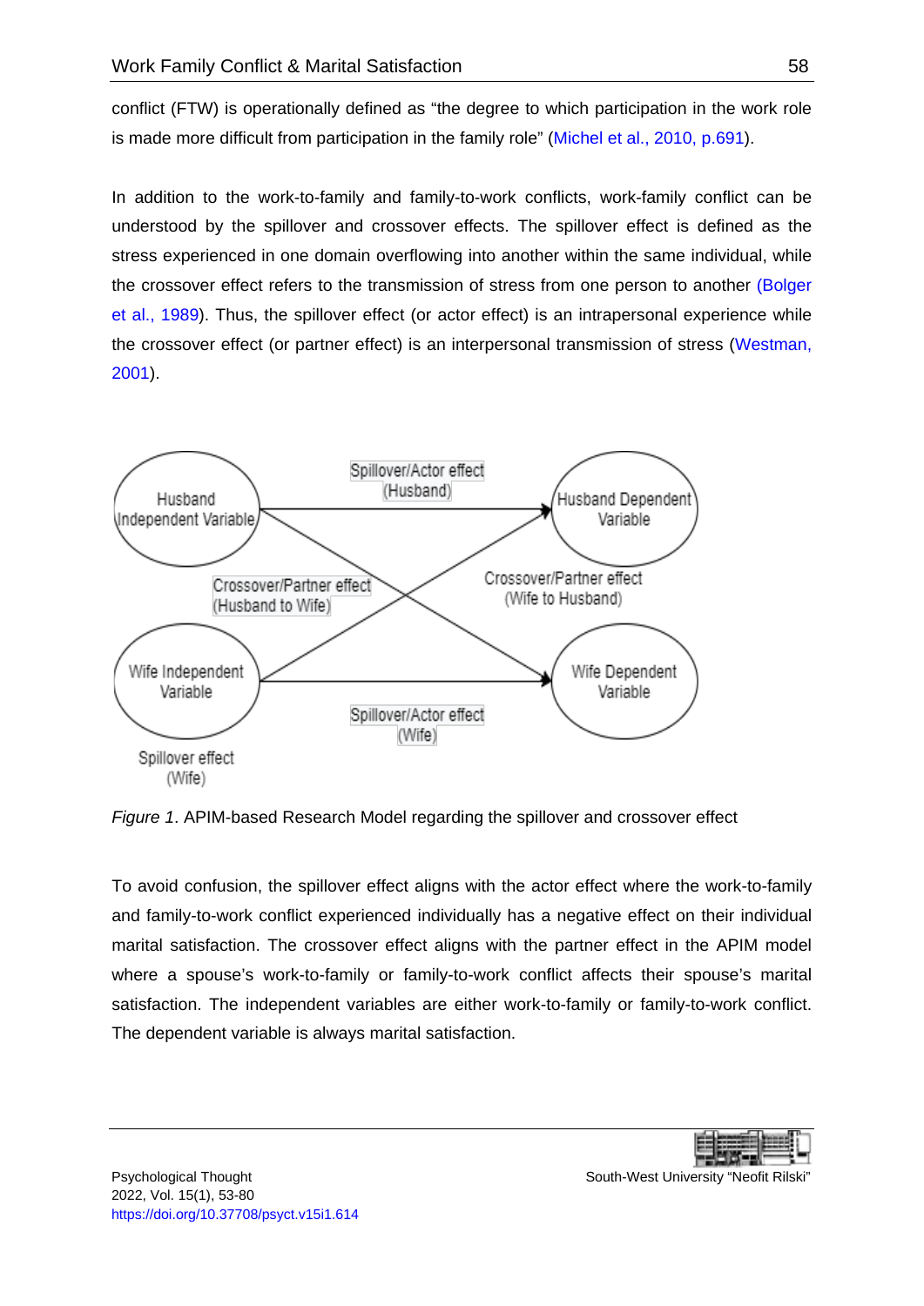conflict (FTW) is operationally defined as "the degree to which participation in the work role is made more difficult from participation in the family role" (Michel et al., 2010, p.691).

In addition to the work-to-family and family-to-work conflicts, work-family conflict can be understood by the spillover and crossover effects. The spillover effect is defined as the stress experienced in one domain overflowing into another within the same individual, while the crossover effect refers to the transmission of stress from one person to another (Bolger et al., 1989). Thus, the spillover effect (or actor effect) is an intrapersonal experience while the crossover effect (or partner effect) is an interpersonal transmission of stress (Westman, 2001).

*Figure 1*. APIM-based Research Model regarding the spillover and crossover effect

To avoid confusion, the spillover effect aligns with the actor effect where the work-to-family and family-to-work conflict experienced individually has a negative effect on their individual marital satisfaction. The crossover effect aligns with the partner effect in the APIM model where a spouse's work-to-family or family-to-work conflict affects their spouse's marital satisfaction. The independent variables are either work-to-family or family-to-work conflict. The dependent variable is always marital satisfaction.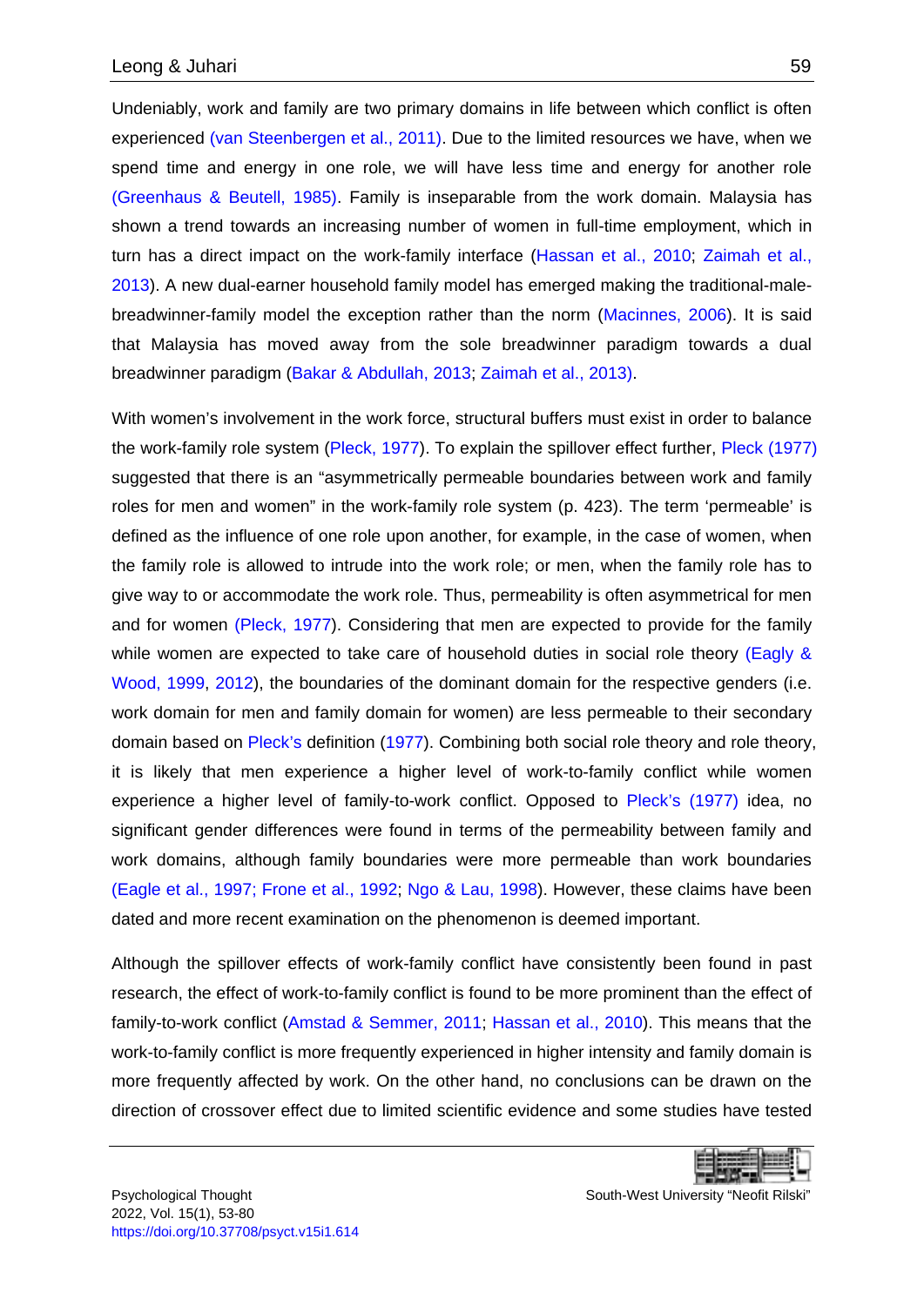Undeniably, work and family are two primary domains in life between which conflict is often experienced (van Steenbergen et al., 2011). Due to the limited resources we have, when we spend time and energy in one role, we will have less time and energy for another role (Greenhaus & Beutell, 1985). Family is inseparable from the work domain. Malaysia has shown a trend towards an increasing number of women in full-time employment, which in turn has a direct impact on the work-family interface (Hassan et al., 2010; Zaimah et al., 2013). A new dual-earner household family model has emerged making the traditional-male-breadwinner-family model the exception rather than the norm (Macinnes, 2006). It is said that Malaysia has moved away from the sole breadwinner paradigm towards a dual breadwinner paradigm (Bakar & Abdullah, 2013; Zaimah et al., 2013).

With women's involvement in the work force, structural buffers must exist in order to balance the work-family role system (Pleck, 1977). To explain the spillover effect further, Pleck (1977) suggested that there is an "asymmetrically permeable boundaries between work and family roles for men and women" in the work-family role system (p. 423). The term 'permeable' is defined as the influence of one role upon another, for example, in the case of women, when the family role is allowed to intrude into the work role; or men, when the family role has to give way to or accommodate the work role. Thus, permeability is often asymmetrical for men and for women (Pleck, 1977). Considering that men are expected to provide for the family while women are expected to take care of household duties in social role theory (Eagly & Wood, 1999, 2012), the boundaries of the dominant domain for the respective genders (i.e. work domain for men and family domain for women) are less permeable to their secondary domain based on Pleck's definition (1977). Combining both social role theory and role theory, it is likely that men experience a higher level of work-to-family conflict while women experience a higher level of family-to-work conflict. Opposed to Pleck's (1977) idea, no significant gender differences were found in terms of the permeability between family and work domains, although family boundaries were more permeable than work boundaries (Eagle et al., 1997; Frone et al., 1992; Ngo & Lau, 1998). However, these claims have been dated and more recent examination on the phenomenon is deemed important.

Although the spillover effects of work-family conflict have consistently been found in past research, the effect of work-to-family conflict is found to be more prominent than the effect of family-to-work conflict (Amstad & Semmer, 2011; Hassan et al., 2010). This means that the work-to-family conflict is more frequently experienced in higher intensity and family domain is more frequently affected by work. On the other hand, no conclusions can be drawn on the direction of crossover effect due to limited scientific evidence and some studies have tested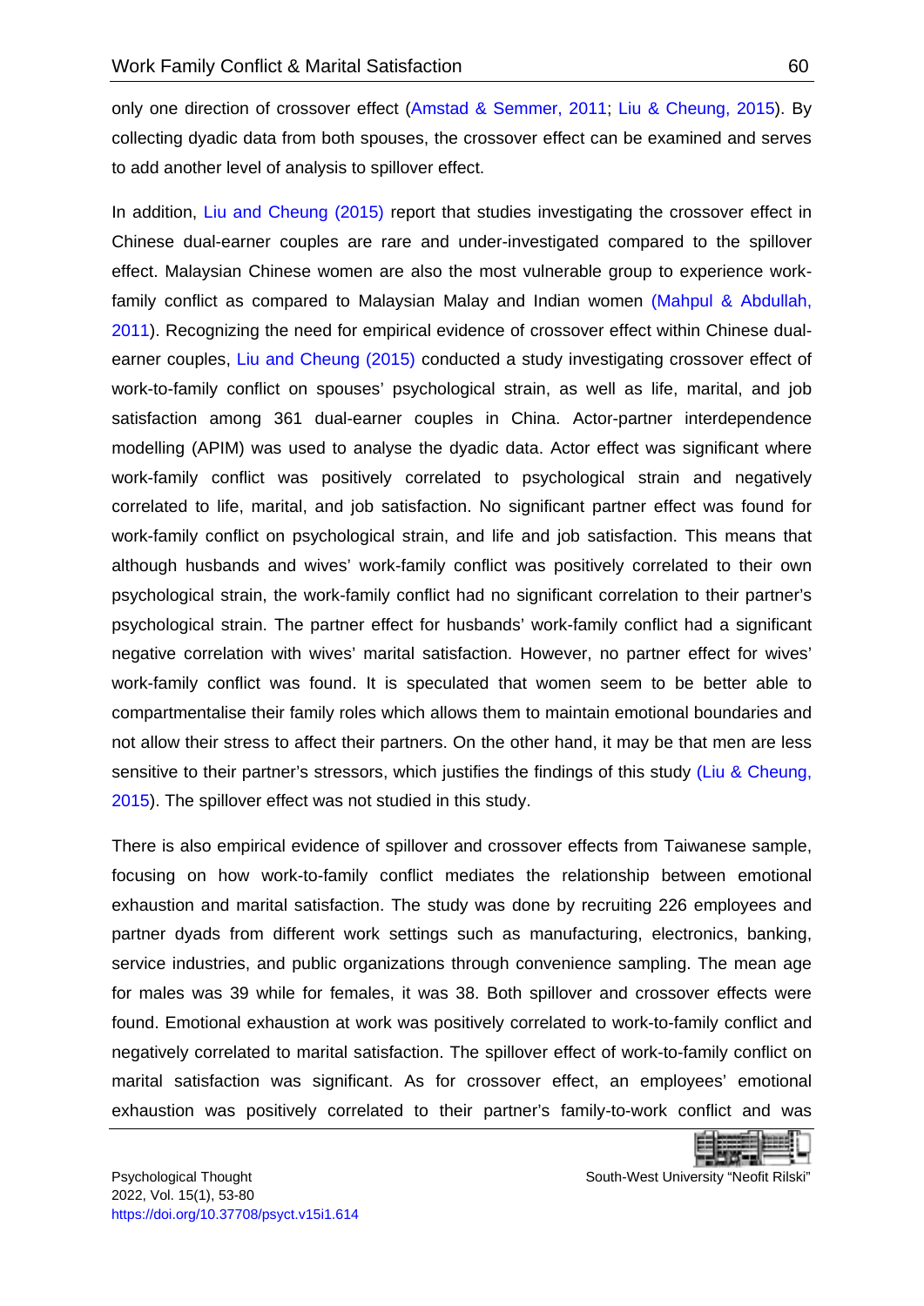only one direction of crossover effect (Amstad & Semmer, 2011; Liu & Cheung, 2015). By collecting dyadic data from both spouses, the crossover effect can be examined and serves to add another level of analysis to spillover effect.

In addition, Liu and Cheung (2015) report that studies investigating the crossover effect in Chinese dual-earner couples are rare and under-investigated compared to the spillover effect. Malaysian Chinese women are also the most vulnerable group to experience work-family conflict as compared to Malaysian Malay and Indian women (Mahpul & Abdullah, 2011). Recognizing the need for empirical evidence of crossover effect within Chinese dual-earner couples, Liu and Cheung (2015) conducted a study investigating crossover effect of work-to-family conflict on spouses' psychological strain, as well as life, marital, and job satisfaction among 361 dual-earner couples in China. Actor-partner interdependence modelling (APIM) was used to analyse the dyadic data. Actor effect was significant where work-family conflict was positively correlated to psychological strain and negatively correlated to life, marital, and job satisfaction. No significant partner effect was found for work-family conflict on psychological strain, and life and job satisfaction. This means that although husbands and wives' work-family conflict was positively correlated to their own psychological strain, the work-family conflict had no significant correlation to their partner's psychological strain. The partner effect for husbands' work-family conflict had a significant negative correlation with wives' marital satisfaction. However, no partner effect for wives' work-family conflict was found. It is speculated that women seem to be better able to compartmentalise their family roles which allows them to maintain emotional boundaries and not allow their stress to affect their partners. On the other hand, it may be that men are less sensitive to their partner's stressors, which justifies the findings of this study (Liu & Cheung, 2015). The spillover effect was not studied in this study.

There is also empirical evidence of spillover and crossover effects from Taiwanese sample, focusing on how work-to-family conflict mediates the relationship between emotional exhaustion and marital satisfaction. The study was done by recruiting 226 employees and partner dyads from different work settings such as manufacturing, electronics, banking, service industries, and public organizations through convenience sampling. The mean age for males was 39 while for females, it was 38. Both spillover and crossover effects were found. Emotional exhaustion at work was positively correlated to work-to-family conflict and negatively correlated to marital satisfaction. The spillover effect of work-to-family conflict on marital satisfaction was significant. As for crossover effect, an employees' emotional exhaustion was positively correlated to their partner's family-to-work conflict and was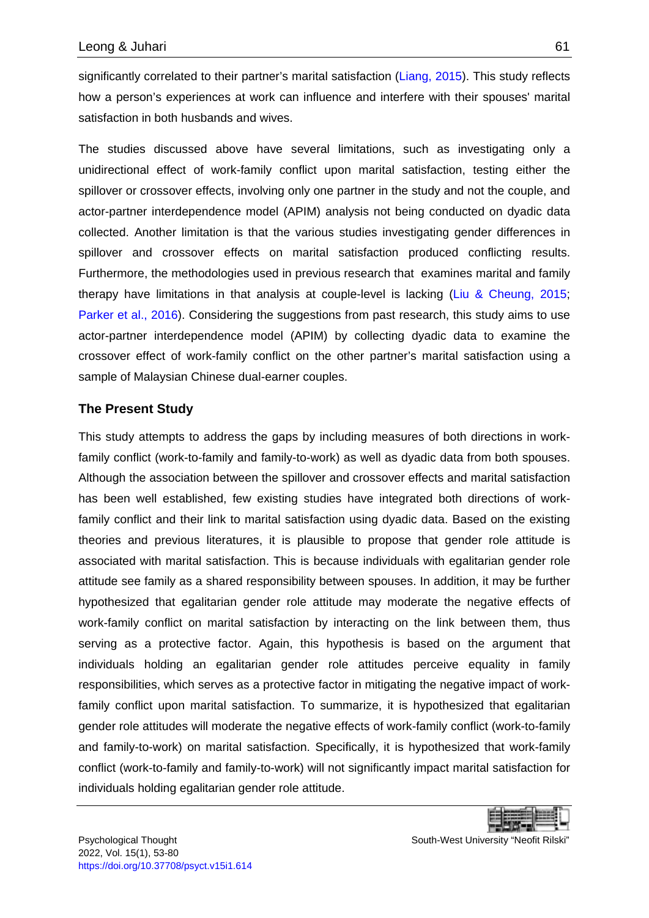significantly correlated to their partner's marital satisfaction (Liang, 2015). This study reflects how a person's experiences at work can influence and interfere with their spouses' marital satisfaction in both husbands and wives.

The studies discussed above have several limitations, such as investigating only a unidirectional effect of work-family conflict upon marital satisfaction, testing either the spillover or crossover effects, involving only one partner in the study and not the couple, and actor-partner interdependence model (APIM) analysis not being conducted on dyadic data collected. Another limitation is that the various studies investigating gender differences in spillover and crossover effects on marital satisfaction produced conflicting results. Furthermore, the methodologies used in previous research that examines marital and family therapy have limitations in that analysis at couple-level is lacking (Liu & Cheung, 2015; Parker et al., 2016). Considering the suggestions from past research, this study aims to use actor-partner interdependence model (APIM) by collecting dyadic data to examine the crossover effect of work-family conflict on the other partner's marital satisfaction using a sample of Malaysian Chinese dual-earner couples.

## The Present Study

This study attempts to address the gaps by including measures of both directions in work-family conflict (work-to-family and family-to-work) as well as dyadic data from both spouses. Although the association between the spillover and crossover effects and marital satisfaction has been well established, few existing studies have integrated both directions of work-family conflict and their link to marital satisfaction using dyadic data. Based on the existing theories and previous literatures, it is plausible to propose that gender role attitude is associated with marital satisfaction. This is because individuals with egalitarian gender role attitude see family as a shared responsibility between spouses. In addition, it may be further hypothesized that egalitarian gender role attitude may moderate the negative effects of work-family conflict on marital satisfaction by interacting on the link between them, thus serving as a protective factor. Again, this hypothesis is based on the argument that individuals holding an egalitarian gender role attitudes perceive equality in family responsibilities, which serves as a protective factor in mitigating the negative impact of work-family conflict upon marital satisfaction. To summarize, it is hypothesized that egalitarian gender role attitudes will moderate the negative effects of work-family conflict (work-to-family and family-to-work) on marital satisfaction. Specifically, it is hypothesized that work-family conflict (work-to-family and family-to-work) will not significantly impact marital satisfaction for individuals holding egalitarian gender role attitude.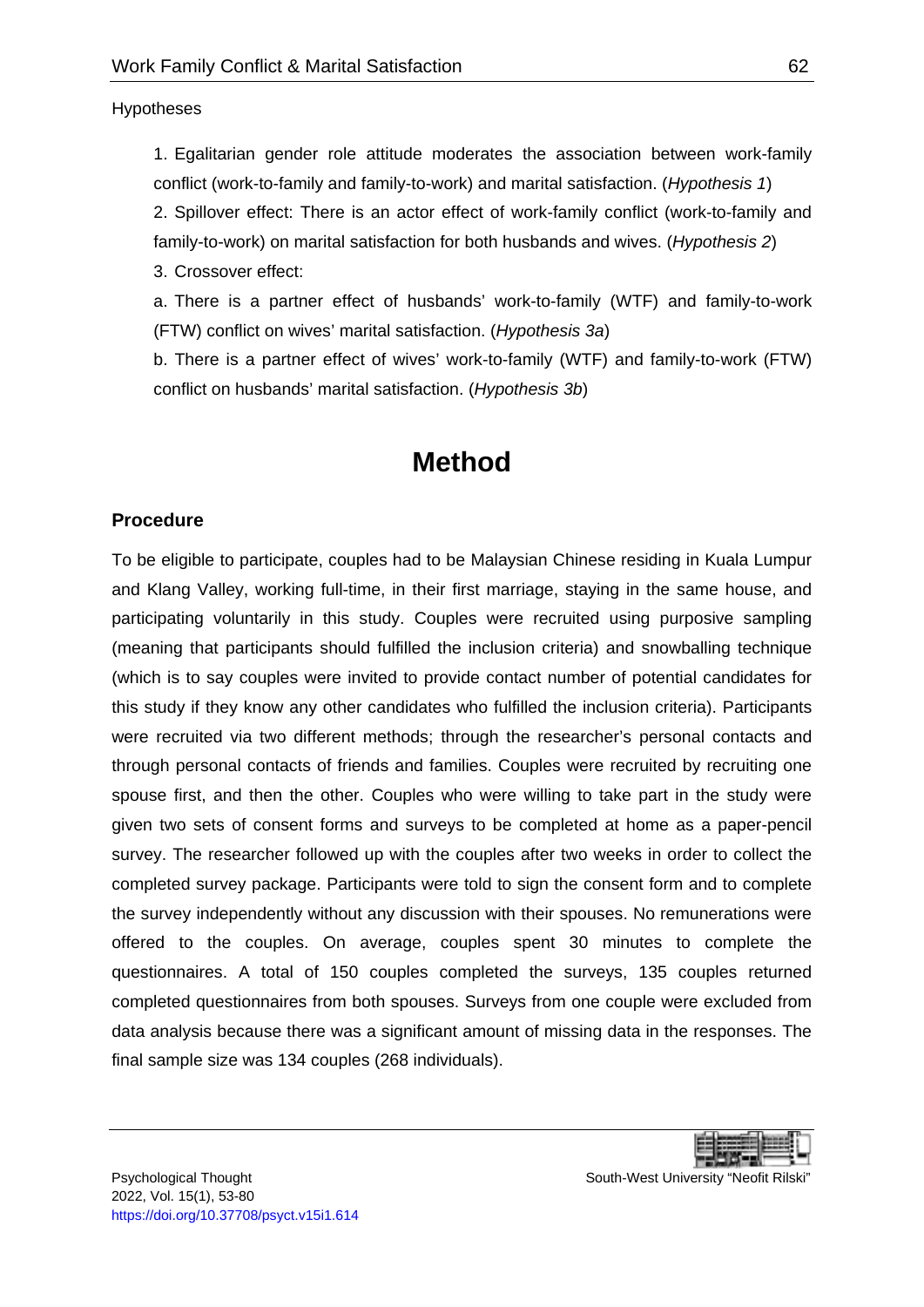Hypotheses

1. Egalitarian gender role attitude moderates the association between work-family conflict (work-to-family and family-to-work) and marital satisfaction. (*Hypothesis 1*)

2. Spillover effect: There is an actor effect of work-family conflict (work-to-family and family-to-work) on marital satisfaction for both husbands and wives. (*Hypothesis 2*)

3. Crossover effect:

a. There is a partner effect of husbands' work-to-family (WTF) and family-to-work (FTW) conflict on wives' marital satisfaction. (*Hypothesis 3a*)

b. There is a partner effect of wives' work-to-family (WTF) and family-to-work (FTW) conflict on husbands' marital satisfaction. (*Hypothesis 3b*)

# Method

## Procedure

To be eligible to participate, couples had to be Malaysian Chinese residing in Kuala Lumpur and Klang Valley, working full-time, in their first marriage, staying in the same house, and participating voluntarily in this study. Couples were recruited using purposive sampling (meaning that participants should fulfilled the inclusion criteria) and snowballing technique (which is to say couples were invited to provide contact number of potential candidates for this study if they know any other candidates who fulfilled the inclusion criteria). Participants were recruited via two different methods; through the researcher's personal contacts and through personal contacts of friends and families. Couples were recruited by recruiting one spouse first, and then the other. Couples who were willing to take part in the study were given two sets of consent forms and surveys to be completed at home as a paper-pencil survey. The researcher followed up with the couples after two weeks in order to collect the completed survey package. Participants were told to sign the consent form and to complete the survey independently without any discussion with their spouses. No remunerations were offered to the couples. On average, couples spent 30 minutes to complete the questionnaires. A total of 150 couples completed the surveys, 135 couples returned completed questionnaires from both spouses. Surveys from one couple were excluded from data analysis because there was a significant amount of missing data in the responses. The final sample size was 134 couples (268 individuals).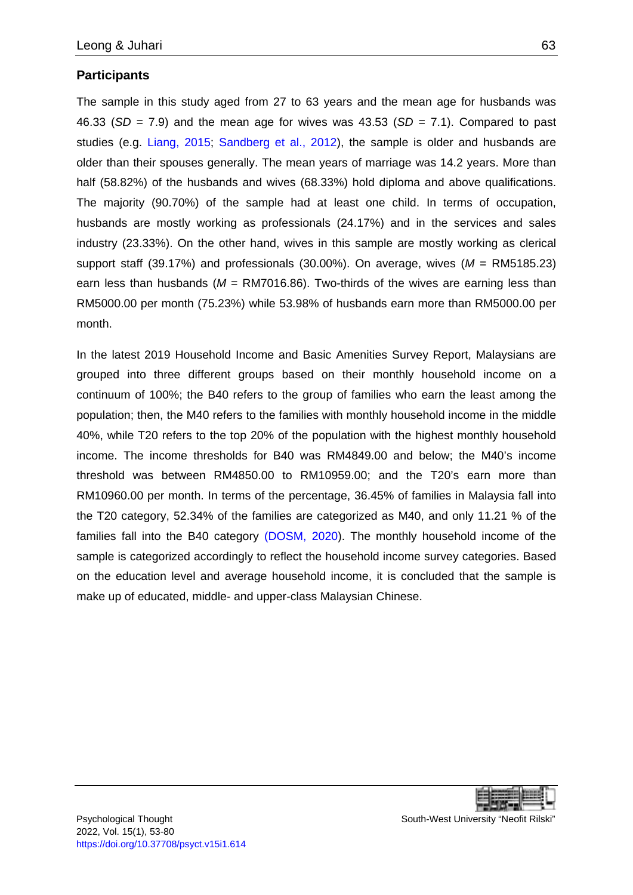## Participants

The sample in this study aged from 27 to 63 years and the mean age for husbands was 46.33 (*SD* = 7.9) and the mean age for wives was 43.53 (*SD* = 7.1). Compared to past studies (e.g. Liang, 2015; Sandberg et al., 2012), the sample is older and husbands are older than their spouses generally. The mean years of marriage was 14.2 years. More than half (58.82%) of the husbands and wives (68.33%) hold diploma and above qualifications. The majority (90.70%) of the sample had at least one child. In terms of occupation, husbands are mostly working as professionals (24.17%) and in the services and sales industry (23.33%). On the other hand, wives in this sample are mostly working as clerical support staff (39.17%) and professionals (30.00%). On average, wives (*M* = RM5185.23) earn less than husbands (*M* = RM7016.86). Two-thirds of the wives are earning less than RM5000.00 per month (75.23%) while 53.98% of husbands earn more than RM5000.00 per month.

In the latest 2019 Household Income and Basic Amenities Survey Report, Malaysians are grouped into three different groups based on their monthly household income on a continuum of 100%; the B40 refers to the group of families who earn the least among the population; then, the M40 refers to the families with monthly household income in the middle 40%, while T20 refers to the top 20% of the population with the highest monthly household income. The income thresholds for B40 was RM4849.00 and below; the M40's income threshold was between RM4850.00 to RM10959.00; and the T20's earn more than RM10960.00 per month. In terms of the percentage, 36.45% of families in Malaysia fall into the T20 category, 52.34% of the families are categorized as M40, and only 11.21 % of the families fall into the B40 category (DOSM, 2020). The monthly household income of the sample is categorized accordingly to reflect the household income survey categories. Based on the education level and average household income, it is concluded that the sample is make up of educated, middle- and upper-class Malaysian Chinese.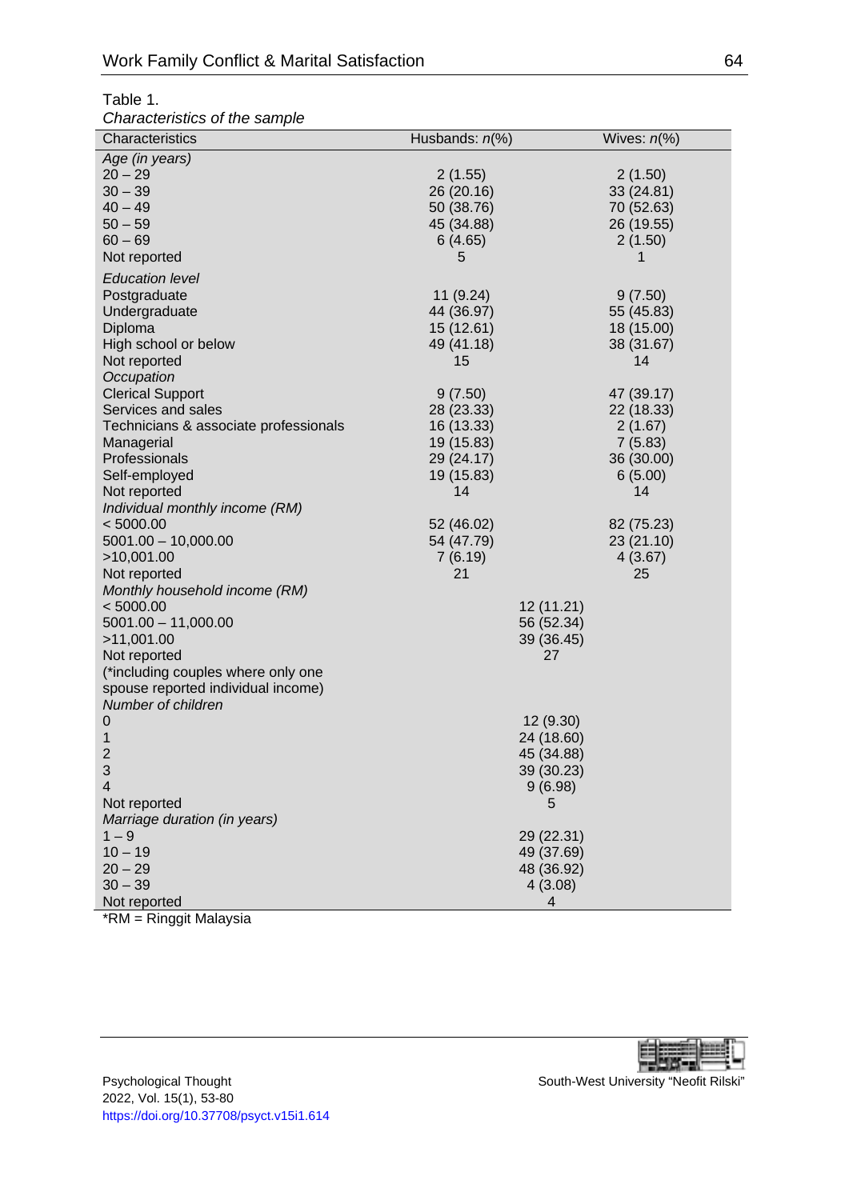Table 1.

*Characteristics of the sample*

| Characteristics | Husbands: *n*(%) | | Wives: *n*(%) |
|---|---|---|---|
| *Age (in years)* | | | |
| 20 – 29 | 2 (1.55) | | 2 (1.50) |
| 30 – 39 | 26 (20.16) | | 33 (24.81) |
| 40 – 49 | 50 (38.76) | | 70 (52.63) |
| 50 – 59 | 45 (34.88) | | 26 (19.55) |
| 60 – 69 | 6 (4.65) | | 2 (1.50) |
| Not reported | 5 | | 1 |
| *Education level* | | | |
| Postgraduate | 11 (9.24) | | 9 (7.50) |
| Undergraduate | 44 (36.97) | | 55 (45.83) |
| Diploma | 15 (12.61) | | 18 (15.00) |
| High school or below | 49 (41.18) | | 38 (31.67) |
| Not reported | 15 | | 14 |
| *Occupation* | | | |
| Clerical Support | 9 (7.50) | | 47 (39.17) |
| Services and sales | 28 (23.33) | | 22 (18.33) |
| Technicians & associate professionals | 16 (13.33) | | 2 (1.67) |
| Managerial | 19 (15.83) | | 7 (5.83) |
| Professionals | 29 (24.17) | | 36 (30.00) |
| Self-employed | 19 (15.83) | | 6 (5.00) |
| Not reported | 14 | | 14 |
| *Individual monthly income (RM)* | | | |
| < 5000.00 | 52 (46.02) | | 82 (75.23) |
| 5001.00 – 10,000.00 | 54 (47.79) | | 23 (21.10) |
| >10,001.00 | 7 (6.19) | | 4 (3.67) |
| Not reported | 21 | | 25 |
| *Monthly household income (RM)* | | | |
| < 5000.00 | | 12 (11.21) | |
| 5001.00 – 11,000.00 | | 56 (52.34) | |
| >11,001.00 | | 39 (36.45) | |
| Not reported | | 27 | |
| (*including couples where only one spouse reported individual income) | | | |
| *Number of children* | | | |
| 0 | | 12 (9.30) | |
| 1 | | 24 (18.60) | |
| 2 | | 45 (34.88) | |
| 3 | | 39 (30.23) | |
| 4 | | 9 (6.98) | |
| Not reported | | 5 | |
| *Marriage duration (in years)* | | | |
| 1 – 9 | | 29 (22.31) | |
| 10 – 19 | | 49 (37.69) | |
| 20 – 29 | | 48 (36.92) | |
| 30 – 39 | | 4 (3.08) | |
| Not reported | | 4 | |

*RM = Ringgit Malaysia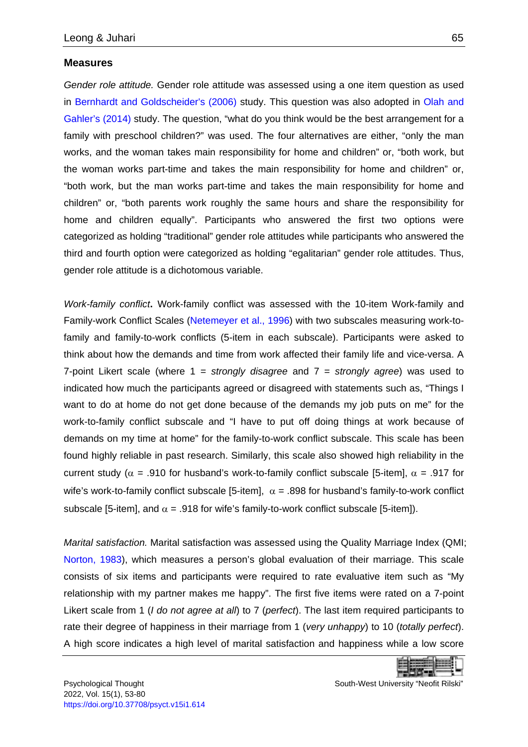### Measures

*Gender role attitude.* Gender role attitude was assessed using a one item question as used in Bernhardt and Goldscheider's (2006) study. This question was also adopted in Olah and Gahler's (2014) study. The question, "what do you think would be the best arrangement for a family with preschool children?" was used. The four alternatives are either, "only the man works, and the woman takes main responsibility for home and children" or, "both work, but the woman works part-time and takes the main responsibility for home and children" or, "both work, but the man works part-time and takes the main responsibility for home and children" or, "both parents work roughly the same hours and share the responsibility for home and children equally". Participants who answered the first two options were categorized as holding "traditional" gender role attitudes while participants who answered the third and fourth option were categorized as holding "egalitarian" gender role attitudes. Thus, gender role attitude is a dichotomous variable.

*Work-family conflict***.** Work-family conflict was assessed with the 10-item Work-family and Family-work Conflict Scales (Netemeyer et al., 1996) with two subscales measuring work-to-family and family-to-work conflicts (5-item in each subscale). Participants were asked to think about how the demands and time from work affected their family life and vice-versa. A 7-point Likert scale (where 1 = *strongly disagree* and 7 = *strongly agree*) was used to indicated how much the participants agreed or disagreed with statements such as, "Things I want to do at home do not get done because of the demands my job puts on me" for the work-to-family conflict subscale and "I have to put off doing things at work because of demands on my time at home" for the family-to-work conflict subscale. This scale has been found highly reliable in past research. Similarly, this scale also showed high reliability in the current study ($\alpha$ = .910 for husband's work-to-family conflict subscale [5-item], $\alpha$ = .917 for wife's work-to-family conflict subscale [5-item], $\alpha$ = .898 for husband's family-to-work conflict subscale [5-item], and $\alpha$ = .918 for wife's family-to-work conflict subscale [5-item]).

*Marital satisfaction.* Marital satisfaction was assessed using the Quality Marriage Index (QMI; Norton, 1983), which measures a person's global evaluation of their marriage. This scale consists of six items and participants were required to rate evaluative item such as "My relationship with my partner makes me happy". The first five items were rated on a 7-point Likert scale from 1 (*I do not agree at all*) to 7 (*perfect*). The last item required participants to rate their degree of happiness in their marriage from 1 (*very unhappy*) to 10 (*totally perfect*). A high score indicates a high level of marital satisfaction and happiness while a low score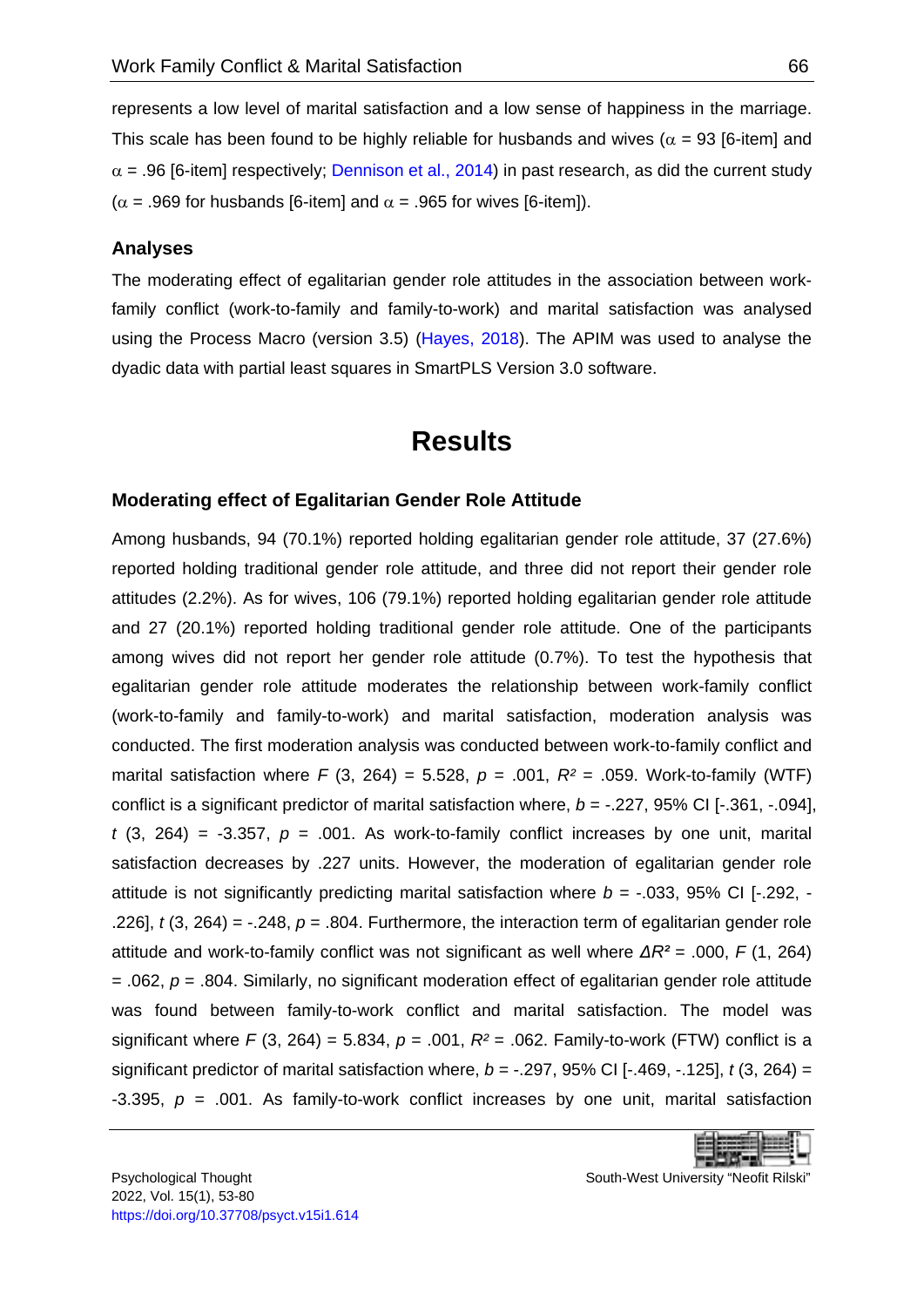represents a low level of marital satisfaction and a low sense of happiness in the marriage. This scale has been found to be highly reliable for husbands and wives ($\alpha$ = 93 [6-item] and $\alpha$ = .96 [6-item] respectively; Dennison et al., 2014) in past research, as did the current study ($\alpha$ = .969 for husbands [6-item] and $\alpha$ = .965 for wives [6-item]).

### Analyses

The moderating effect of egalitarian gender role attitudes in the association between work-family conflict (work-to-family and family-to-work) and marital satisfaction was analysed using the Process Macro (version 3.5) (Hayes, 2018). The APIM was used to analyse the dyadic data with partial least squares in SmartPLS Version 3.0 software.

## Results

### Moderating effect of Egalitarian Gender Role Attitude

Among husbands, 94 (70.1%) reported holding egalitarian gender role attitude, 37 (27.6%) reported holding traditional gender role attitude, and three did not report their gender role attitudes (2.2%). As for wives, 106 (79.1%) reported holding egalitarian gender role attitude and 27 (20.1%) reported holding traditional gender role attitude. One of the participants among wives did not report her gender role attitude (0.7%). To test the hypothesis that egalitarian gender role attitude moderates the relationship between work-family conflict (work-to-family and family-to-work) and marital satisfaction, moderation analysis was conducted. The first moderation analysis was conducted between work-to-family conflict and marital satisfaction where $F$ (3, 264) = 5.528, $p$ = .001, $R^2$ = .059. Work-to-family (WTF) conflict is a significant predictor of marital satisfaction where, $b$ = -.227, 95% CI [-.361, -.094], $t$ (3, 264) = -3.357, $p$ = .001. As work-to-family conflict increases by one unit, marital satisfaction decreases by .227 units. However, the moderation of egalitarian gender role attitude is not significantly predicting marital satisfaction where $b$ = -.033, 95% CI [-.292, -.226], $t$ (3, 264) = -.248, $p$ = .804. Furthermore, the interaction term of egalitarian gender role attitude and work-to-family conflict was not significant as well where $\Delta R^2$ = .000, $F$ (1, 264) = .062, $p$ = .804. Similarly, no significant moderation effect of egalitarian gender role attitude was found between family-to-work conflict and marital satisfaction. The model was significant where $F$ (3, 264) = 5.834, $p$ = .001, $R^2$ = .062. Family-to-work (FTW) conflict is a significant predictor of marital satisfaction where, $b$ = -.297, 95% CI [-.469, -.125], $t$ (3, 264) = -3.395, $p$ = .001. As family-to-work conflict increases by one unit, marital satisfaction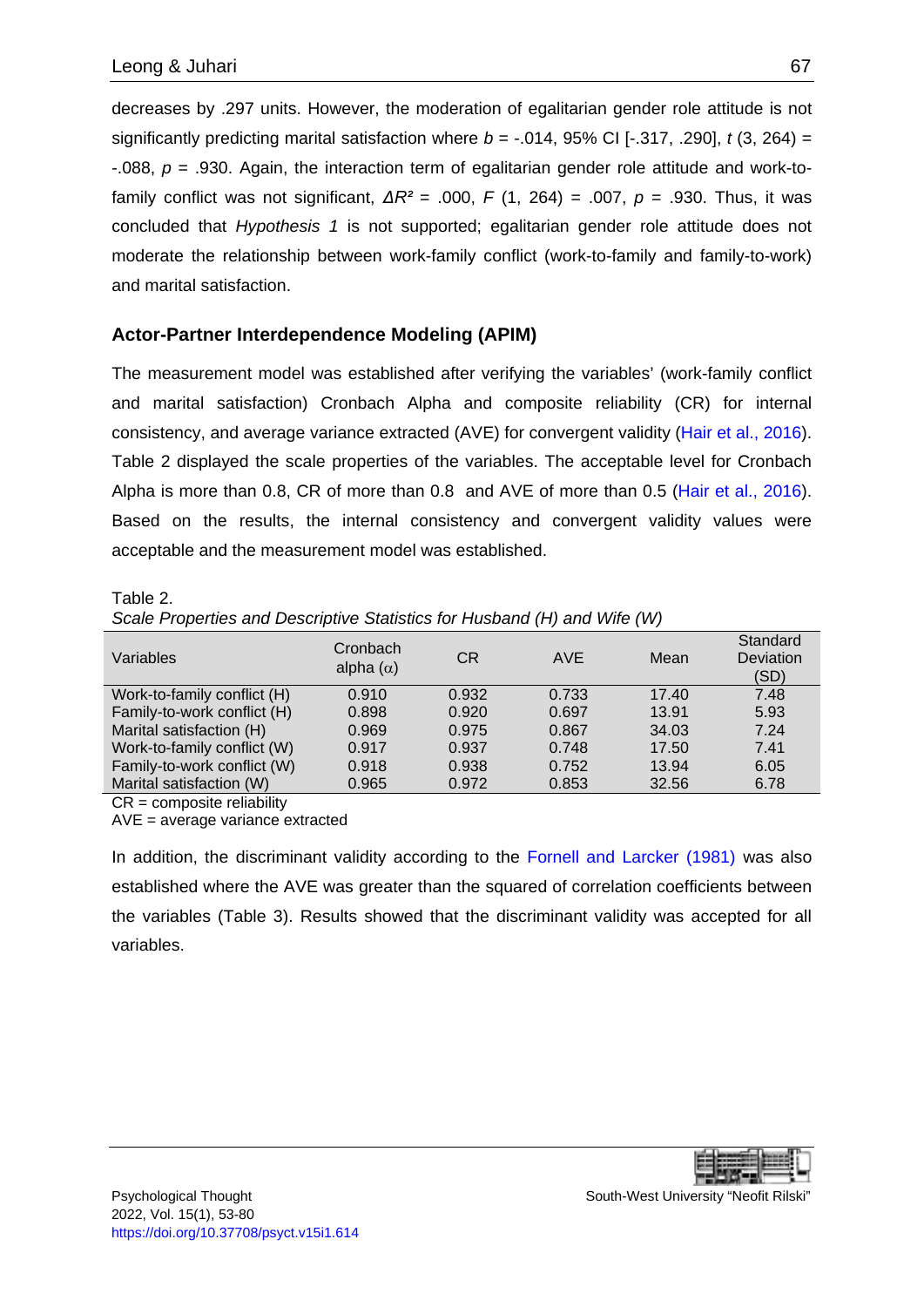decreases by .297 units. However, the moderation of egalitarian gender role attitude is not significantly predicting marital satisfaction where $b$ = -.014, 95% CI [-.317, .290], $t$ (3, 264) = -.088, $p$ = .930. Again, the interaction term of egalitarian gender role attitude and work-to-family conflict was not significant, $\Delta R^2$ = .000, $F$ (1, 264) = .007, $p$ = .930. Thus, it was concluded that *Hypothesis 1* is not supported; egalitarian gender role attitude does not moderate the relationship between work-family conflict (work-to-family and family-to-work) and marital satisfaction.

## Actor-Partner Interdependence Modeling (APIM)

The measurement model was established after verifying the variables' (work-family conflict and marital satisfaction) Cronbach Alpha and composite reliability (CR) for internal consistency, and average variance extracted (AVE) for convergent validity (Hair et al., 2016). Table 2 displayed the scale properties of the variables. The acceptable level for Cronbach Alpha is more than 0.8, CR of more than 0.8 and AVE of more than 0.5 (Hair et al., 2016). Based on the results, the internal consistency and convergent validity values were acceptable and the measurement model was established.

Table 2.
*Scale Properties and Descriptive Statistics for Husband (H) and Wife (W)*

| Variables | Cronbach alpha ($\alpha$) | CR | AVE | Mean | Standard Deviation (SD) |
|---|---|---|---|---|---|
| Work-to-family conflict (H) | 0.910 | 0.932 | 0.733 | 17.40 | 7.48 |
| Family-to-work conflict (H) | 0.898 | 0.920 | 0.697 | 13.91 | 5.93 |
| Marital satisfaction (H) | 0.969 | 0.975 | 0.867 | 34.03 | 7.24 |
| Work-to-family conflict (W) | 0.917 | 0.937 | 0.748 | 17.50 | 7.41 |
| Family-to-work conflict (W) | 0.918 | 0.938 | 0.752 | 13.94 | 6.05 |
| Marital satisfaction (W) | 0.965 | 0.972 | 0.853 | 32.56 | 6.78 |

CR = composite reliability
AVE = average variance extracted

In addition, the discriminant validity according to the Fornell and Larcker (1981) was also established where the AVE was greater than the squared of correlation coefficients between the variables (Table 3). Results showed that the discriminant validity was accepted for all variables.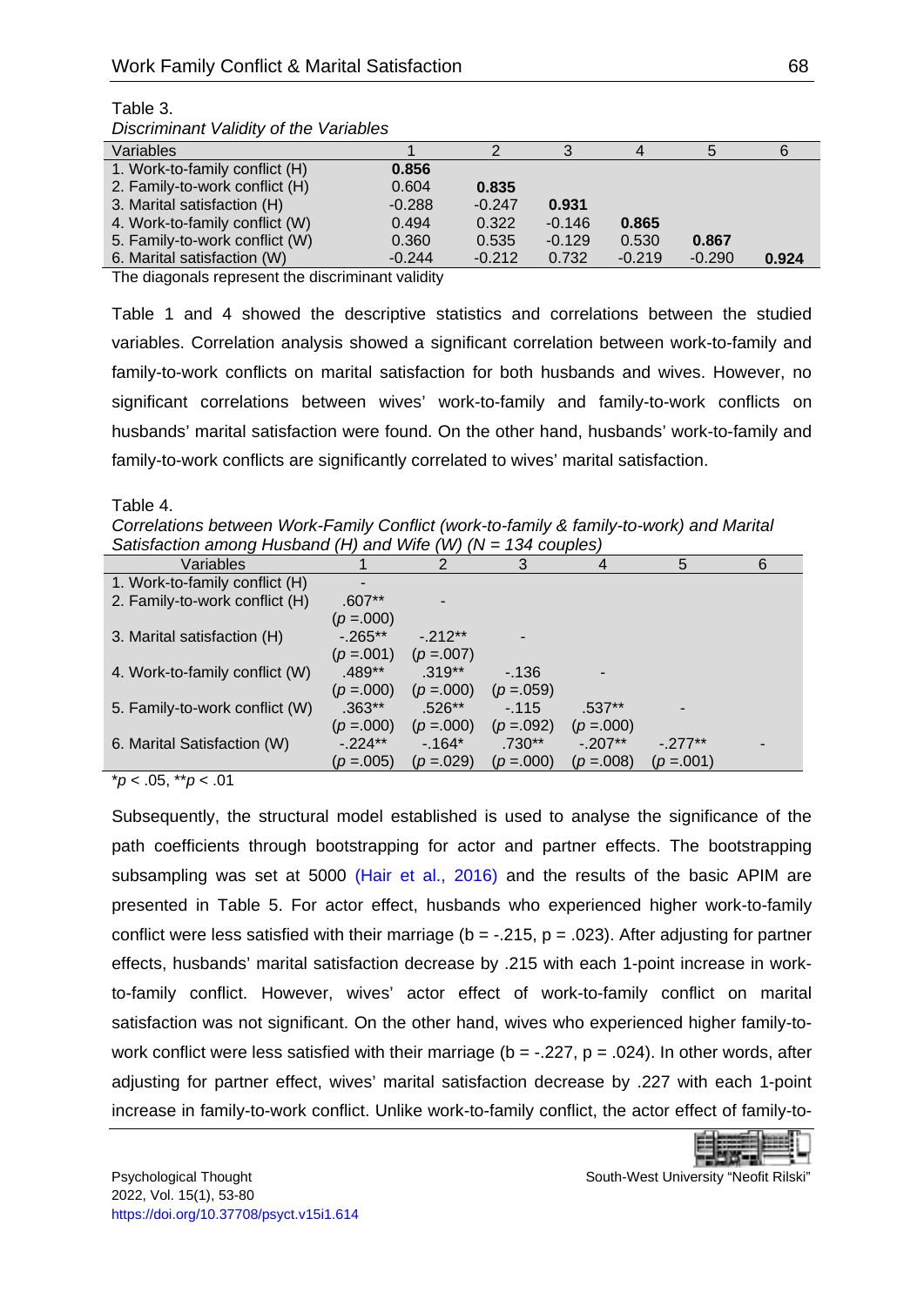Table 3.

*Discriminant Validity of the Variables*

| Variables | 1 | 2 | 3 | 4 | 5 | 6 |
|---|---|---|---|---|---|---|
| 1. Work-to-family conflict (H) | **0.856** | | | | | |
| 2. Family-to-work conflict (H) | 0.604 | **0.835** | | | | |
| 3. Marital satisfaction (H) | -0.288 | -0.247 | **0.931** | | | |
| 4. Work-to-family conflict (W) | 0.494 | 0.322 | -0.146 | **0.865** | | |
| 5. Family-to-work conflict (W) | 0.360 | 0.535 | -0.129 | 0.530 | **0.867** | |
| 6. Marital satisfaction (W) | -0.244 | -0.212 | 0.732 | -0.219 | -0.290 | **0.924** |

The diagonals represent the discriminant validity

Table 1 and 4 showed the descriptive statistics and correlations between the studied variables. Correlation analysis showed a significant correlation between work-to-family and family-to-work conflicts on marital satisfaction for both husbands and wives. However, no significant correlations between wives' work-to-family and family-to-work conflicts on husbands' marital satisfaction were found. On the other hand, husbands' work-to-family and family-to-work conflicts are significantly correlated to wives' marital satisfaction.

Table 4.

*Correlations between Work-Family Conflict (work-to-family & family-to-work) and Marital Satisfaction among Husband (H) and Wife (W) (N = 134 couples)*

| Variables | 1 | 2 | 3 | 4 | 5 | 6 |
|---|---|---|---|---|---|---|
| 1. Work-to-family conflict (H) | - | | | | | |
| 2. Family-to-work conflict (H) | .607** ($p$ =.000) | - | | | | |
| 3. Marital satisfaction (H) | -.265** ($p$ =.001) | -.212** ($p$ =.007) | - | | | |
| 4. Work-to-family conflict (W) | .489** ($p$ =.000) | .319** ($p$ =.000) | -.136 ($p$ =.059) | - | | |
| 5. Family-to-work conflict (W) | .363** ($p$ =.000) | .526** ($p$ =.000) | -.115 ($p$ =.092) | .537** ($p$ =.000) | - | |
| 6. Marital Satisfaction (W) | -.224** ($p$ =.005) | -.164* ($p$ =.029) | .730** ($p$ =.000) | -.207** ($p$ =.008) | -.277** ($p$ =.001) | - |

*$p < .05$, **$p < .01$

Subsequently, the structural model established is used to analyse the significance of the path coefficients through bootstrapping for actor and partner effects. The bootstrapping subsampling was set at 5000 (Hair et al., 2016) and the results of the basic APIM are presented in Table 5. For actor effect, husbands who experienced higher work-to-family conflict were less satisfied with their marriage ($b = -.215$, $p = .023$). After adjusting for partner effects, husbands' marital satisfaction decrease by .215 with each 1-point increase in work-to-family conflict. However, wives' actor effect of work-to-family conflict on marital satisfaction was not significant. On the other hand, wives who experienced higher family-to-work conflict were less satisfied with their marriage ($b = -.227$, $p = .024$). In other words, after adjusting for partner effect, wives' marital satisfaction decrease by .227 with each 1-point increase in family-to-work conflict. Unlike work-to-family conflict, the actor effect of family-to-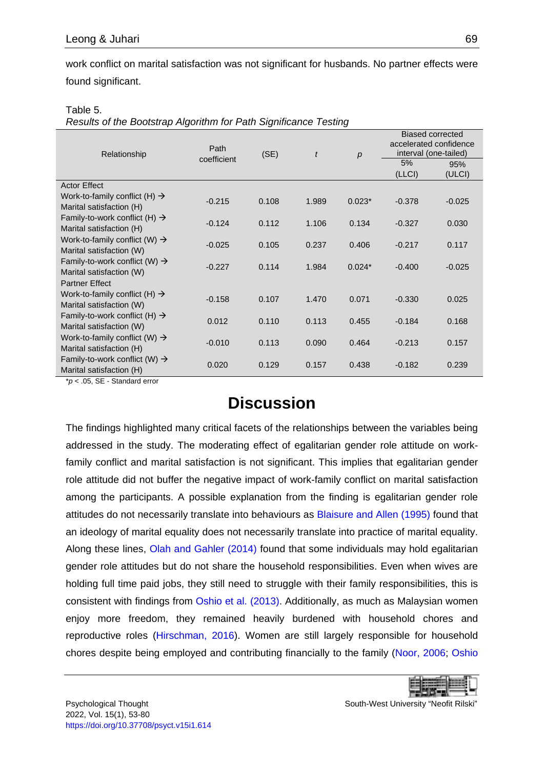work conflict on marital satisfaction was not significant for husbands. No partner effects were found significant.

Table 5.

*Results of the Bootstrap Algorithm for Path Significance Testing*

| Relationship | Path coefficient | (SE) | *t* | *p* | Biased corrected accelerated confidence interval (one-tailed) | |
|---|---|---|---|---|---|---|
| | | | | | 5% (LLCI) | 95% (ULCI) |
| Actor Effect | | | | | | |
| Work-to-family conflict (H) → Marital satisfaction (H) | -0.215 | 0.108 | 1.989 | 0.023* | -0.378 | -0.025 |
| Family-to-work conflict (H) → Marital satisfaction (H) | -0.124 | 0.112 | 1.106 | 0.134 | -0.327 | 0.030 |
| Work-to-family conflict (W) → Marital satisfaction (W) | -0.025 | 0.105 | 0.237 | 0.406 | -0.217 | 0.117 |
| Family-to-work conflict (W) → Marital satisfaction (W) | -0.227 | 0.114 | 1.984 | 0.024* | -0.400 | -0.025 |
| Partner Effect | | | | | | |
| Work-to-family conflict (H) → Marital satisfaction (W) | -0.158 | 0.107 | 1.470 | 0.071 | -0.330 | 0.025 |
| Family-to-work conflict (H) → Marital satisfaction (W) | 0.012 | 0.110 | 0.113 | 0.455 | -0.184 | 0.168 |
| Work-to-family conflict (W) → Marital satisfaction (H) | -0.010 | 0.113 | 0.090 | 0.464 | -0.213 | 0.157 |
| Family-to-work conflict (W) → Marital satisfaction (H) | 0.020 | 0.129 | 0.157 | 0.438 | -0.182 | 0.239 |

*$p < .05$, SE - Standard error

# Discussion

The findings highlighted many critical facets of the relationships between the variables being addressed in the study. The moderating effect of egalitarian gender role attitude on work-family conflict and marital satisfaction is not significant. This implies that egalitarian gender role attitude did not buffer the negative impact of work-family conflict on marital satisfaction among the participants. A possible explanation from the finding is egalitarian gender role attitudes do not necessarily translate into behaviours as Blaisure and Allen (1995) found that an ideology of marital equality does not necessarily translate into practice of marital equality. Along these lines, Olah and Gahler (2014) found that some individuals may hold egalitarian gender role attitudes but do not share the household responsibilities. Even when wives are holding full time paid jobs, they still need to struggle with their family responsibilities, this is consistent with findings from Oshio et al. (2013). Additionally, as much as Malaysian women enjoy more freedom, they remained heavily burdened with household chores and reproductive roles (Hirschman, 2016). Women are still largely responsible for household chores despite being employed and contributing financially to the family (Noor, 2006; Oshio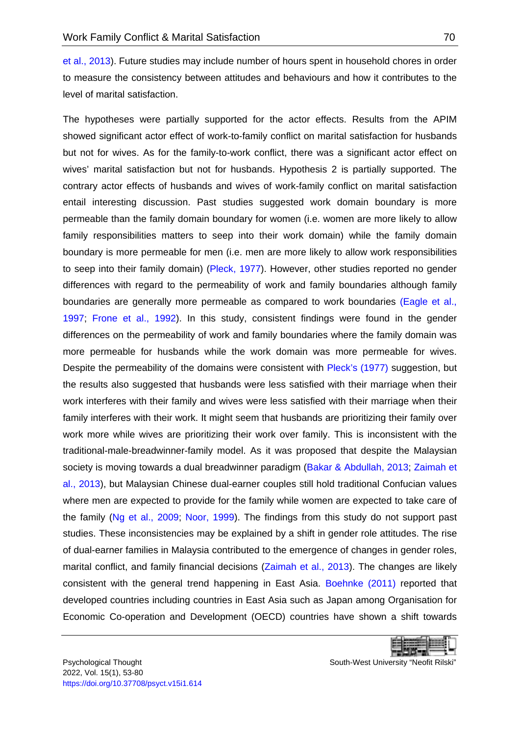et al., 2013). Future studies may include number of hours spent in household chores in order to measure the consistency between attitudes and behaviours and how it contributes to the level of marital satisfaction.

The hypotheses were partially supported for the actor effects. Results from the APIM showed significant actor effect of work-to-family conflict on marital satisfaction for husbands but not for wives. As for the family-to-work conflict, there was a significant actor effect on wives' marital satisfaction but not for husbands. Hypothesis 2 is partially supported. The contrary actor effects of husbands and wives of work-family conflict on marital satisfaction entail interesting discussion. Past studies suggested work domain boundary is more permeable than the family domain boundary for women (i.e. women are more likely to allow family responsibilities matters to seep into their work domain) while the family domain boundary is more permeable for men (i.e. men are more likely to allow work responsibilities to seep into their family domain) (Pleck, 1977). However, other studies reported no gender differences with regard to the permeability of work and family boundaries although family boundaries are generally more permeable as compared to work boundaries (Eagle et al., 1997; Frone et al., 1992). In this study, consistent findings were found in the gender differences on the permeability of work and family boundaries where the family domain was more permeable for husbands while the work domain was more permeable for wives. Despite the permeability of the domains were consistent with Pleck's (1977) suggestion, but the results also suggested that husbands were less satisfied with their marriage when their work interferes with their family and wives were less satisfied with their marriage when their family interferes with their work. It might seem that husbands are prioritizing their family over work more while wives are prioritizing their work over family. This is inconsistent with the traditional-male-breadwinner-family model. As it was proposed that despite the Malaysian society is moving towards a dual breadwinner paradigm (Bakar & Abdullah, 2013; Zaimah et al., 2013), but Malaysian Chinese dual-earner couples still hold traditional Confucian values where men are expected to provide for the family while women are expected to take care of the family (Ng et al., 2009; Noor, 1999). The findings from this study do not support past studies. These inconsistencies may be explained by a shift in gender role attitudes. The rise of dual-earner families in Malaysia contributed to the emergence of changes in gender roles, marital conflict, and family financial decisions (Zaimah et al., 2013). The changes are likely consistent with the general trend happening in East Asia. Boehnke (2011) reported that developed countries including countries in East Asia such as Japan among Organisation for Economic Co-operation and Development (OECD) countries have shown a shift towards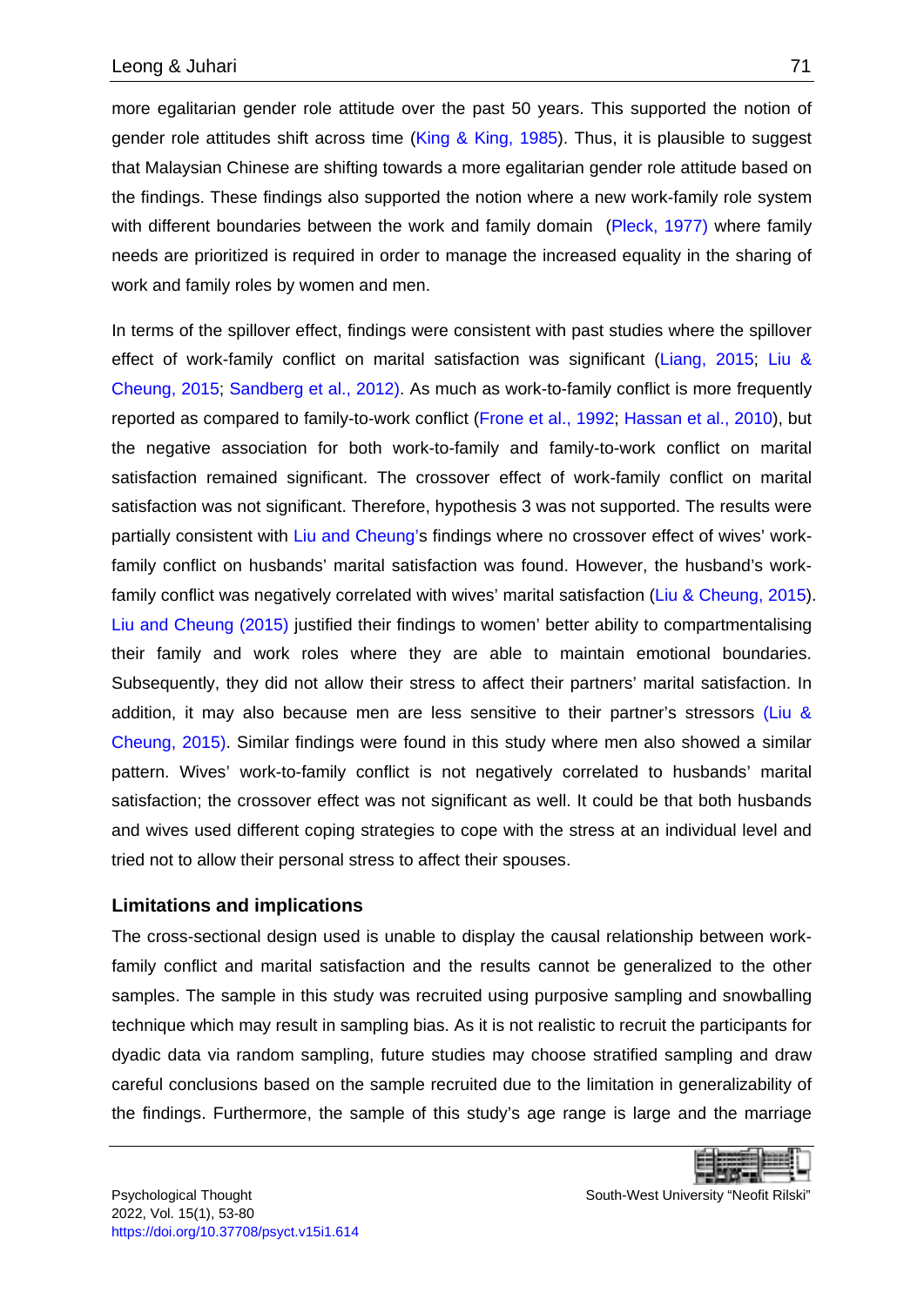more egalitarian gender role attitude over the past 50 years. This supported the notion of gender role attitudes shift across time (King & King, 1985). Thus, it is plausible to suggest that Malaysian Chinese are shifting towards a more egalitarian gender role attitude based on the findings. These findings also supported the notion where a new work-family role system with different boundaries between the work and family domain (Pleck, 1977) where family needs are prioritized is required in order to manage the increased equality in the sharing of work and family roles by women and men.

In terms of the spillover effect, findings were consistent with past studies where the spillover effect of work-family conflict on marital satisfaction was significant (Liang, 2015; Liu & Cheung, 2015; Sandberg et al., 2012). As much as work-to-family conflict is more frequently reported as compared to family-to-work conflict (Frone et al., 1992; Hassan et al., 2010), but the negative association for both work-to-family and family-to-work conflict on marital satisfaction remained significant. The crossover effect of work-family conflict on marital satisfaction was not significant. Therefore, hypothesis 3 was not supported. The results were partially consistent with Liu and Cheung's findings where no crossover effect of wives' work-family conflict on husbands' marital satisfaction was found. However, the husband's work-family conflict was negatively correlated with wives' marital satisfaction (Liu & Cheung, 2015). Liu and Cheung (2015) justified their findings to women' better ability to compartmentalising their family and work roles where they are able to maintain emotional boundaries. Subsequently, they did not allow their stress to affect their partners' marital satisfaction. In addition, it may also because men are less sensitive to their partner's stressors (Liu & Cheung, 2015). Similar findings were found in this study where men also showed a similar pattern. Wives' work-to-family conflict is not negatively correlated to husbands' marital satisfaction; the crossover effect was not significant as well. It could be that both husbands and wives used different coping strategies to cope with the stress at an individual level and tried not to allow their personal stress to affect their spouses.

## Limitations and implications

The cross-sectional design used is unable to display the causal relationship between work-family conflict and marital satisfaction and the results cannot be generalized to the other samples. The sample in this study was recruited using purposive sampling and snowballing technique which may result in sampling bias. As it is not realistic to recruit the participants for dyadic data via random sampling, future studies may choose stratified sampling and draw careful conclusions based on the sample recruited due to the limitation in generalizability of the findings. Furthermore, the sample of this study's age range is large and the marriage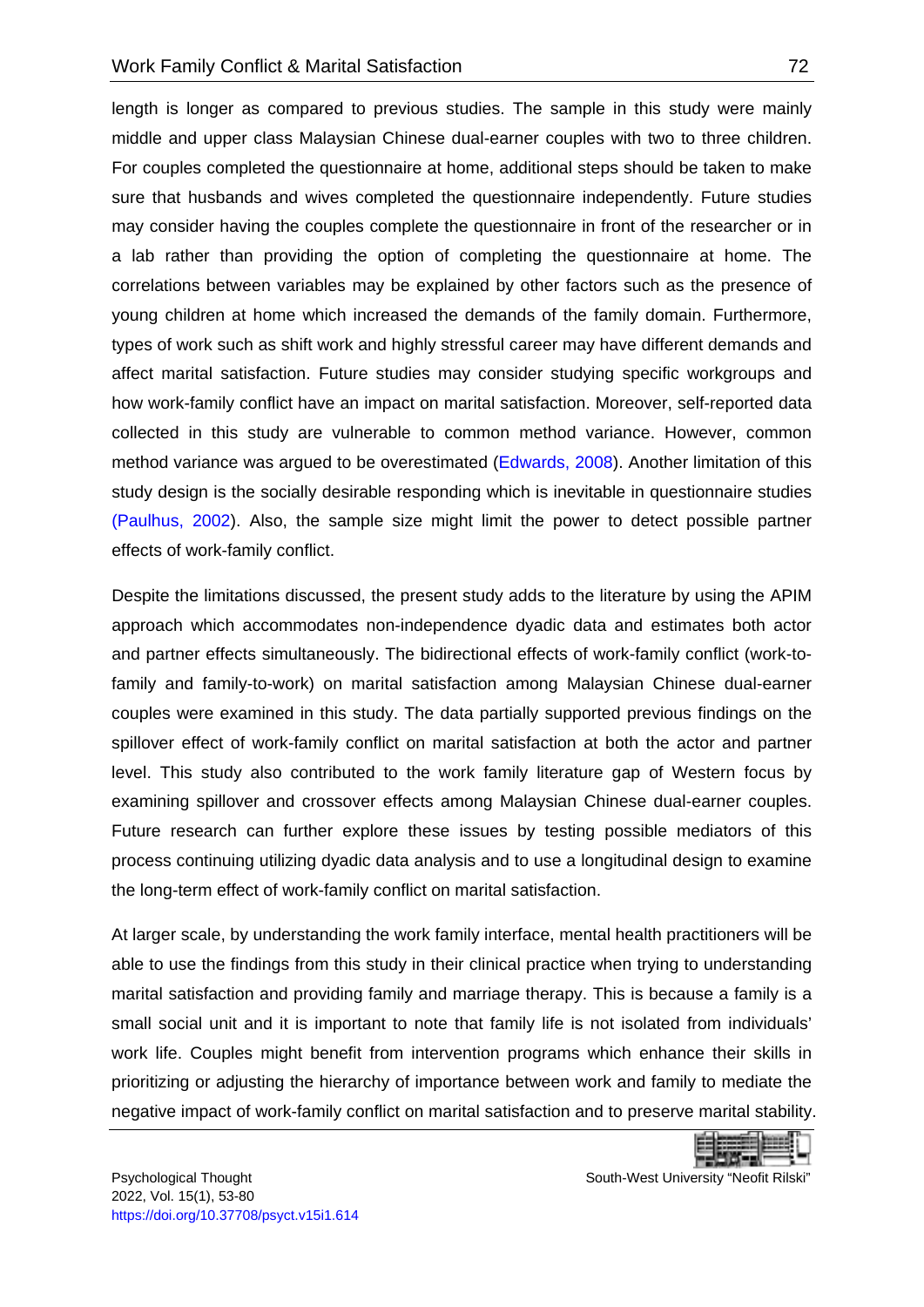length is longer as compared to previous studies. The sample in this study were mainly middle and upper class Malaysian Chinese dual-earner couples with two to three children. For couples completed the questionnaire at home, additional steps should be taken to make sure that husbands and wives completed the questionnaire independently. Future studies may consider having the couples complete the questionnaire in front of the researcher or in a lab rather than providing the option of completing the questionnaire at home. The correlations between variables may be explained by other factors such as the presence of young children at home which increased the demands of the family domain. Furthermore, types of work such as shift work and highly stressful career may have different demands and affect marital satisfaction. Future studies may consider studying specific workgroups and how work-family conflict have an impact on marital satisfaction. Moreover, self-reported data collected in this study are vulnerable to common method variance. However, common method variance was argued to be overestimated (Edwards, 2008). Another limitation of this study design is the socially desirable responding which is inevitable in questionnaire studies (Paulhus, 2002). Also, the sample size might limit the power to detect possible partner effects of work-family conflict.

Despite the limitations discussed, the present study adds to the literature by using the APIM approach which accommodates non-independence dyadic data and estimates both actor and partner effects simultaneously. The bidirectional effects of work-family conflict (work-to-family and family-to-work) on marital satisfaction among Malaysian Chinese dual-earner couples were examined in this study. The data partially supported previous findings on the spillover effect of work-family conflict on marital satisfaction at both the actor and partner level. This study also contributed to the work family literature gap of Western focus by examining spillover and crossover effects among Malaysian Chinese dual-earner couples. Future research can further explore these issues by testing possible mediators of this process continuing utilizing dyadic data analysis and to use a longitudinal design to examine the long-term effect of work-family conflict on marital satisfaction.

At larger scale, by understanding the work family interface, mental health practitioners will be able to use the findings from this study in their clinical practice when trying to understanding marital satisfaction and providing family and marriage therapy. This is because a family is a small social unit and it is important to note that family life is not isolated from individuals' work life. Couples might benefit from intervention programs which enhance their skills in prioritizing or adjusting the hierarchy of importance between work and family to mediate the negative impact of work-family conflict on marital satisfaction and to preserve marital stability.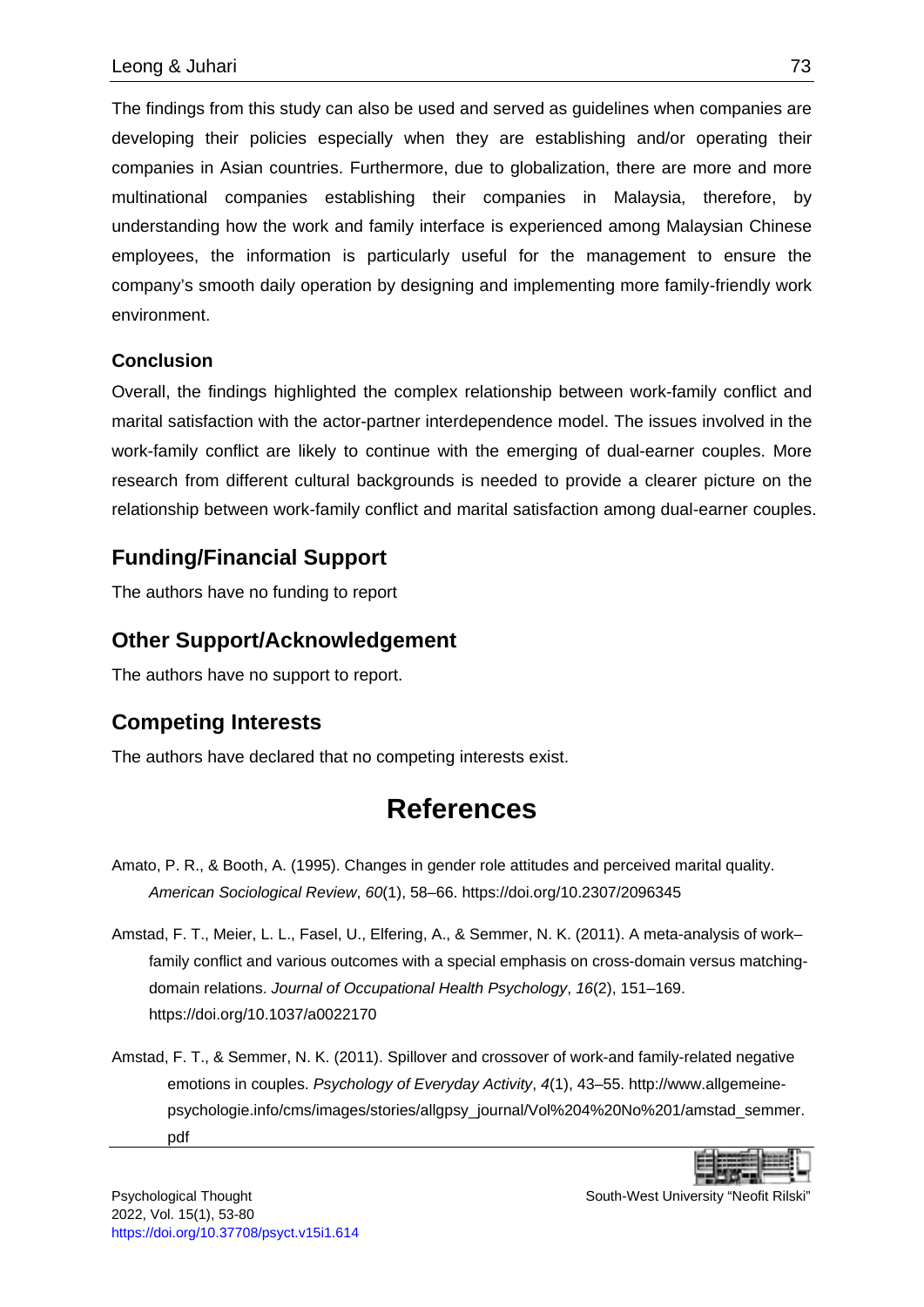The findings from this study can also be used and served as guidelines when companies are developing their policies especially when they are establishing and/or operating their companies in Asian countries. Furthermore, due to globalization, there are more and more multinational companies establishing their companies in Malaysia, therefore, by understanding how the work and family interface is experienced among Malaysian Chinese employees, the information is particularly useful for the management to ensure the company's smooth daily operation by designing and implementing more family-friendly work environment.

### Conclusion

Overall, the findings highlighted the complex relationship between work-family conflict and marital satisfaction with the actor-partner interdependence model. The issues involved in the work-family conflict are likely to continue with the emerging of dual-earner couples. More research from different cultural backgrounds is needed to provide a clearer picture on the relationship between work-family conflict and marital satisfaction among dual-earner couples.

## Funding/Financial Support

The authors have no funding to report

## Other Support/Acknowledgement

The authors have no support to report.

## Competing Interests

The authors have declared that no competing interests exist.

# References

Amato, P. R., & Booth, A. (1995). Changes in gender role attitudes and perceived marital quality. *American Sociological Review*, *60*(1), 58–66. https://doi.org/10.2307/2096345

Amstad, F. T., Meier, L. L., Fasel, U., Elfering, A., & Semmer, N. K. (2011). A meta-analysis of work–family conflict and various outcomes with a special emphasis on cross-domain versus matching-domain relations. *Journal of Occupational Health Psychology*, *16*(2), 151–169. https://doi.org/10.1037/a0022170

Amstad, F. T., & Semmer, N. K. (2011). Spillover and crossover of work-and family-related negative emotions in couples. *Psychology of Everyday Activity*, *4*(1), 43–55. http://www.allgemeine-psychologie.info/cms/images/stories/allgpsy_journal/Vol%204%20No%201/amstad_semmer.pdf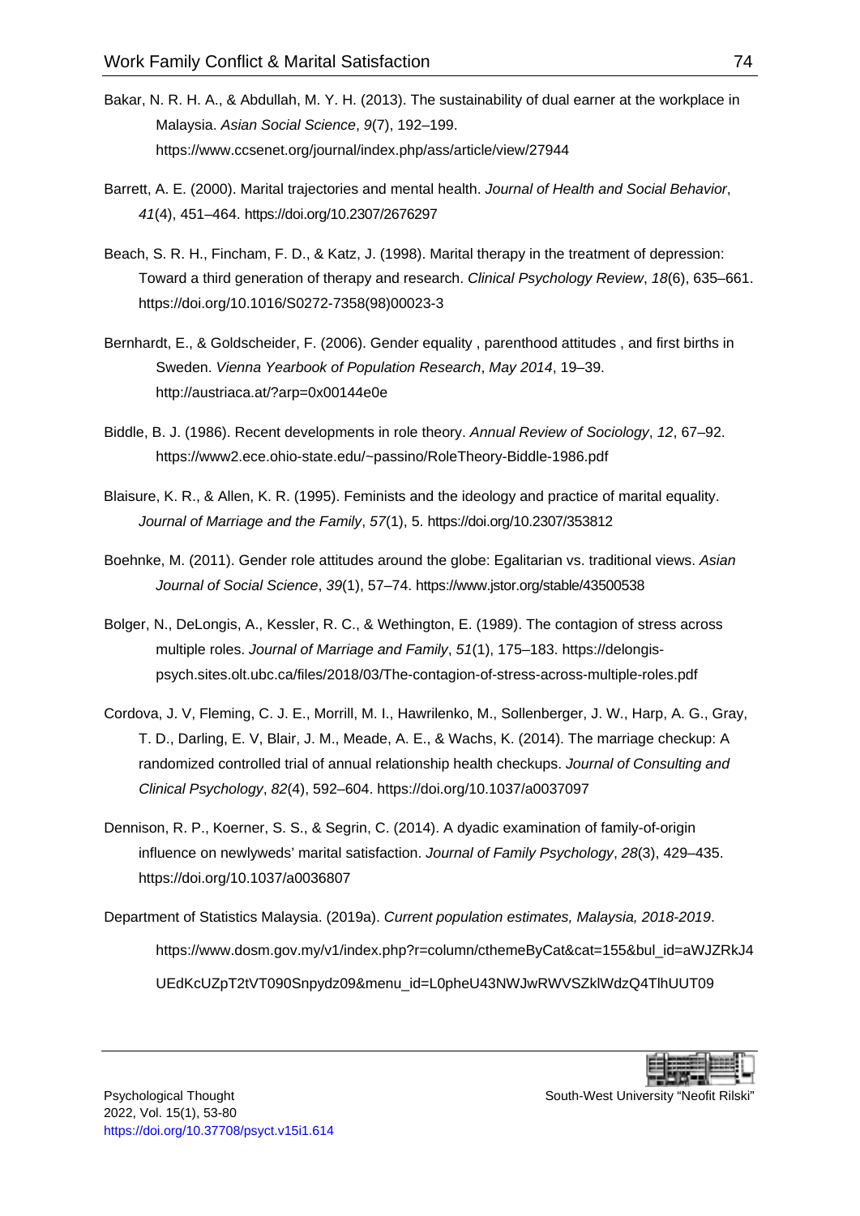Bakar, N. R. H. A., & Abdullah, M. Y. H. (2013). The sustainability of dual earner at the workplace in Malaysia. *Asian Social Science*, *9*(7), 192–199. https://www.ccsenet.org/journal/index.php/ass/article/view/27944

Barrett, A. E. (2000). Marital trajectories and mental health. *Journal of Health and Social Behavior*, *41*(4), 451–464. https://doi.org/10.2307/2676297

Beach, S. R. H., Fincham, F. D., & Katz, J. (1998). Marital therapy in the treatment of depression: Toward a third generation of therapy and research. *Clinical Psychology Review*, *18*(6), 635–661. https://doi.org/10.1016/S0272-7358(98)00023-3

Bernhardt, E., & Goldscheider, F. (2006). Gender equality , parenthood attitudes , and first births in Sweden. *Vienna Yearbook of Population Research*, *May 2014*, 19–39. http://austriaca.at/?arp=0x00144e0e

Biddle, B. J. (1986). Recent developments in role theory. *Annual Review of Sociology*, *12*, 67–92. https://www2.ece.ohio-state.edu/~passino/RoleTheory-Biddle-1986.pdf

Blaisure, K. R., & Allen, K. R. (1995). Feminists and the ideology and practice of marital equality. *Journal of Marriage and the Family*, *57*(1), 5. https://doi.org/10.2307/353812

Boehnke, M. (2011). Gender role attitudes around the globe: Egalitarian vs. traditional views. *Asian Journal of Social Science*, *39*(1), 57–74. https://www.jstor.org/stable/43500538

Bolger, N., DeLongis, A., Kessler, R. C., & Wethington, E. (1989). The contagion of stress across multiple roles. *Journal of Marriage and Family*, *51*(1), 175–183. https://delongis-psych.sites.olt.ubc.ca/files/2018/03/The-contagion-of-stress-across-multiple-roles.pdf

Cordova, J. V, Fleming, C. J. E., Morrill, M. I., Hawrilenko, M., Sollenberger, J. W., Harp, A. G., Gray, T. D., Darling, E. V, Blair, J. M., Meade, A. E., & Wachs, K. (2014). The marriage checkup: A randomized controlled trial of annual relationship health checkups. *Journal of Consulting and Clinical Psychology*, *82*(4), 592–604. https://doi.org/10.1037/a0037097

Dennison, R. P., Koerner, S. S., & Segrin, C. (2014). A dyadic examination of family-of-origin influence on newlyweds' marital satisfaction. *Journal of Family Psychology*, *28*(3), 429–435. https://doi.org/10.1037/a0036807

Department of Statistics Malaysia. (2019a). *Current population estimates, Malaysia, 2018-2019*. https://www.dosm.gov.my/v1/index.php?r=column/cthemeByCat&cat=155&bul_id=aWJZRkJ4UEdKcUZpT2tVT090Snpydz09&menu_id=L0pheU43NWJwRWVSZklWdzQ4TlhUUT09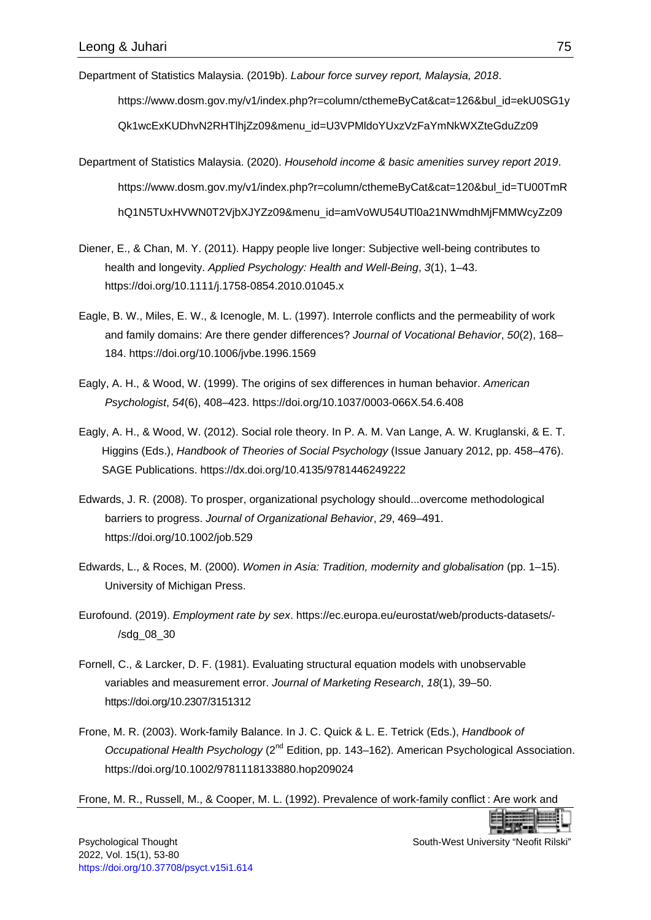Department of Statistics Malaysia. (2019b). *Labour force survey report, Malaysia, 2018*. https://www.dosm.gov.my/v1/index.php?r=column/cthemeByCat&cat=126&bul_id=ekU0SG1yQk1wcExKUDhvN2RHTlhjZz09&menu_id=U3VPMldoYUxzVzFaYmNkWXZteGduZz09

Department of Statistics Malaysia. (2020). *Household income & basic amenities survey report 2019*. https://www.dosm.gov.my/v1/index.php?r=column/cthemeByCat&cat=120&bul_id=TU00TmRhQ1N5TUxHVWN0T2VjbXJYZz09&menu_id=amVoWU54UTl0a21NWmdhMjFMMWcyZz09

Diener, E., & Chan, M. Y. (2011). Happy people live longer: Subjective well-being contributes to health and longevity. *Applied Psychology: Health and Well-Being*, *3*(1), 1–43. https://doi.org/10.1111/j.1758-0854.2010.01045.x

Eagle, B. W., Miles, E. W., & Icenogle, M. L. (1997). Interrole conflicts and the permeability of work and family domains: Are there gender differences? *Journal of Vocational Behavior*, *50*(2), 168–184. https://doi.org/10.1006/jvbe.1996.1569

Eagly, A. H., & Wood, W. (1999). The origins of sex differences in human behavior. *American Psychologist*, *54*(6), 408–423. https://doi.org/10.1037/0003-066X.54.6.408

Eagly, A. H., & Wood, W. (2012). Social role theory. In P. A. M. Van Lange, A. W. Kruglanski, & E. T. Higgins (Eds.), *Handbook of Theories of Social Psychology* (Issue January 2012, pp. 458–476). SAGE Publications. https://dx.doi.org/10.4135/9781446249222

Edwards, J. R. (2008). To prosper, organizational psychology should...overcome methodological barriers to progress. *Journal of Organizational Behavior*, *29*, 469–491. https://doi.org/10.1002/job.529

Edwards, L., & Roces, M. (2000). *Women in Asia: Tradition, modernity and globalisation* (pp. 1–15). University of Michigan Press.

Eurofound. (2019). *Employment rate by sex*. https://ec.europa.eu/eurostat/web/products-datasets/-/sdg_08_30

Fornell, C., & Larcker, D. F. (1981). Evaluating structural equation models with unobservable variables and measurement error. *Journal of Marketing Research*, *18*(1), 39–50. https://doi.org/10.2307/3151312

Frone, M. R. (2003). Work-family Balance. In J. C. Quick & L. E. Tetrick (Eds.), *Handbook of Occupational Health Psychology* (2nd Edition, pp. 143–162). American Psychological Association. https://doi.org/10.1002/9781118133880.hop209024

Frone, M. R., Russell, M., & Cooper, M. L. (1992). Prevalence of work-family conflict : Are work and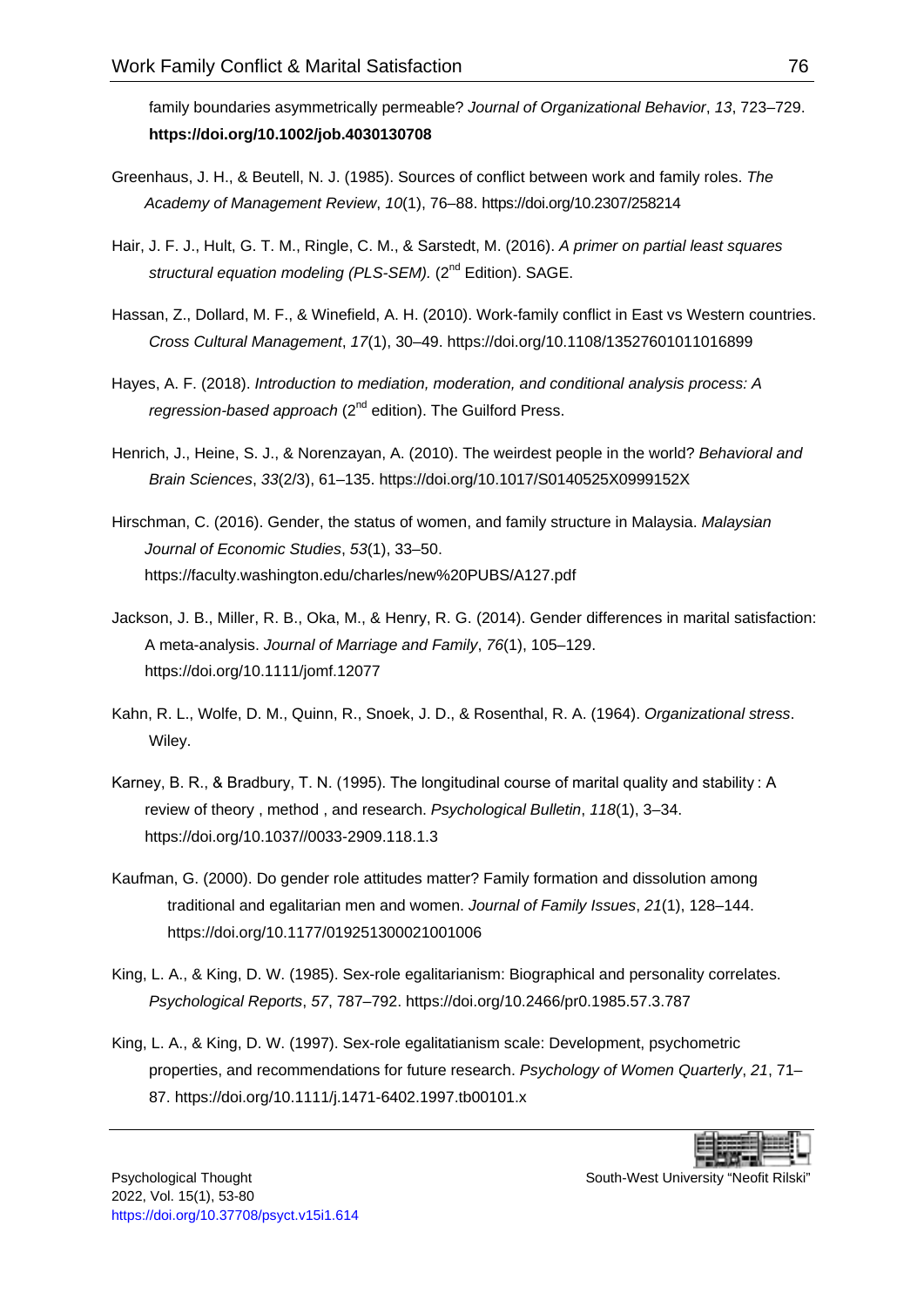family boundaries asymmetrically permeable? *Journal of Organizational Behavior*, *13*, 723–729. **https://doi.org/10.1002/job.4030130708**

Greenhaus, J. H., & Beutell, N. J. (1985). Sources of conflict between work and family roles. *The Academy of Management Review*, *10*(1), 76–88. https://doi.org/10.2307/258214

Hair, J. F. J., Hult, G. T. M., Ringle, C. M., & Sarstedt, M. (2016). *A primer on partial least squares structural equation modeling (PLS-SEM).* (2nd Edition). SAGE.

Hassan, Z., Dollard, M. F., & Winefield, A. H. (2010). Work-family conflict in East vs Western countries. *Cross Cultural Management*, *17*(1), 30–49. https://doi.org/10.1108/13527601011016899

Hayes, A. F. (2018). *Introduction to mediation, moderation, and conditional analysis process: A regression-based approach* (2nd edition). The Guilford Press.

Henrich, J., Heine, S. J., & Norenzayan, A. (2010). The weirdest people in the world? *Behavioral and Brain Sciences*, *33*(2/3), 61–135. https://doi.org/10.1017/S0140525X0999152X

Hirschman, C. (2016). Gender, the status of women, and family structure in Malaysia. *Malaysian Journal of Economic Studies*, *53*(1), 33–50. https://faculty.washington.edu/charles/new%20PUBS/A127.pdf

Jackson, J. B., Miller, R. B., Oka, M., & Henry, R. G. (2014). Gender differences in marital satisfaction: A meta-analysis. *Journal of Marriage and Family*, *76*(1), 105–129. https://doi.org/10.1111/jomf.12077

Kahn, R. L., Wolfe, D. M., Quinn, R., Snoek, J. D., & Rosenthal, R. A. (1964). *Organizational stress*. Wiley.

Karney, B. R., & Bradbury, T. N. (1995). The longitudinal course of marital quality and stability : A review of theory , method , and research. *Psychological Bulletin*, *118*(1), 3–34. https://doi.org/10.1037//0033-2909.118.1.3

Kaufman, G. (2000). Do gender role attitudes matter? Family formation and dissolution among traditional and egalitarian men and women. *Journal of Family Issues*, *21*(1), 128–144. https://doi.org/10.1177/019251300021001006

King, L. A., & King, D. W. (1985). Sex-role egalitarianism: Biographical and personality correlates. *Psychological Reports*, *57*, 787–792. https://doi.org/10.2466/pr0.1985.57.3.787

King, L. A., & King, D. W. (1997). Sex-role egalitatianism scale: Development, psychometric properties, and recommendations for future research. *Psychology of Women Quarterly*, *21*, 71–87. https://doi.org/10.1111/j.1471-6402.1997.tb00101.x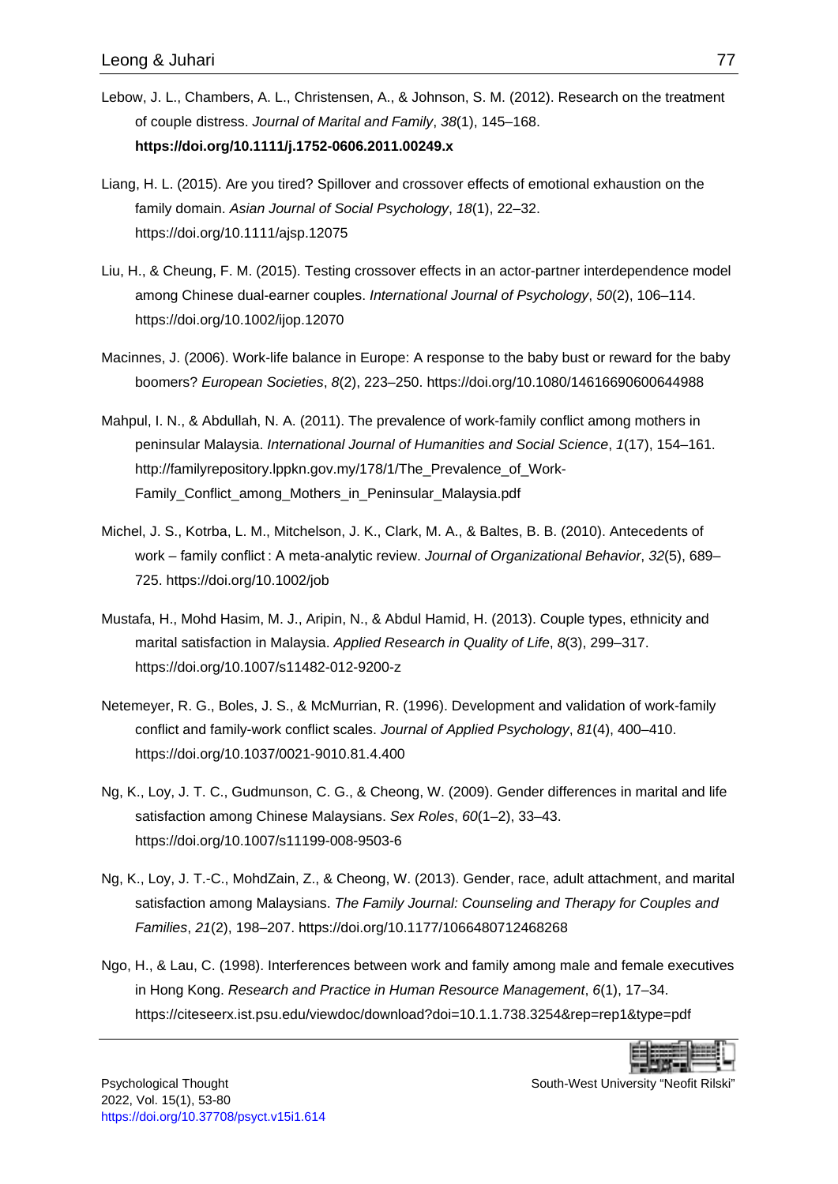Lebow, J. L., Chambers, A. L., Christensen, A., & Johnson, S. M. (2012). Research on the treatment of couple distress. *Journal of Marital and Family*, *38*(1), 145–168. **https://doi.org/10.1111/j.1752-0606.2011.00249.x**

Liang, H. L. (2015). Are you tired? Spillover and crossover effects of emotional exhaustion on the family domain. *Asian Journal of Social Psychology*, *18*(1), 22–32. https://doi.org/10.1111/ajsp.12075

Liu, H., & Cheung, F. M. (2015). Testing crossover effects in an actor-partner interdependence model among Chinese dual-earner couples. *International Journal of Psychology*, *50*(2), 106–114. https://doi.org/10.1002/ijop.12070

Macinnes, J. (2006). Work-life balance in Europe: A response to the baby bust or reward for the baby boomers? *European Societies*, *8*(2), 223–250. https://doi.org/10.1080/14616690600644988

Mahpul, I. N., & Abdullah, N. A. (2011). The prevalence of work-family conflict among mothers in peninsular Malaysia. *International Journal of Humanities and Social Science*, *1*(17), 154–161. http://familyrepository.lppkn.gov.my/178/1/The_Prevalence_of_Work-Family_Conflict_among_Mothers_in_Peninsular_Malaysia.pdf

Michel, J. S., Kotrba, L. M., Mitchelson, J. K., Clark, M. A., & Baltes, B. B. (2010). Antecedents of work – family conflict : A meta-analytic review. *Journal of Organizational Behavior*, *32*(5), 689–725. https://doi.org/10.1002/job

Mustafa, H., Mohd Hasim, M. J., Aripin, N., & Abdul Hamid, H. (2013). Couple types, ethnicity and marital satisfaction in Malaysia. *Applied Research in Quality of Life*, *8*(3), 299–317. https://doi.org/10.1007/s11482-012-9200-z

Netemeyer, R. G., Boles, J. S., & McMurrian, R. (1996). Development and validation of work-family conflict and family-work conflict scales. *Journal of Applied Psychology*, *81*(4), 400–410. https://doi.org/10.1037/0021-9010.81.4.400

Ng, K., Loy, J. T. C., Gudmunson, C. G., & Cheong, W. (2009). Gender differences in marital and life satisfaction among Chinese Malaysians. *Sex Roles*, *60*(1–2), 33–43. https://doi.org/10.1007/s11199-008-9503-6

Ng, K., Loy, J. T.-C., MohdZain, Z., & Cheong, W. (2013). Gender, race, adult attachment, and marital satisfaction among Malaysians. *The Family Journal: Counseling and Therapy for Couples and Families*, *21*(2), 198–207. https://doi.org/10.1177/1066480712468268

Ngo, H., & Lau, C. (1998). Interferences between work and family among male and female executives in Hong Kong. *Research and Practice in Human Resource Management*, *6*(1), 17–34. https://citeseerx.ist.psu.edu/viewdoc/download?doi=10.1.1.738.3254&rep=rep1&type=pdf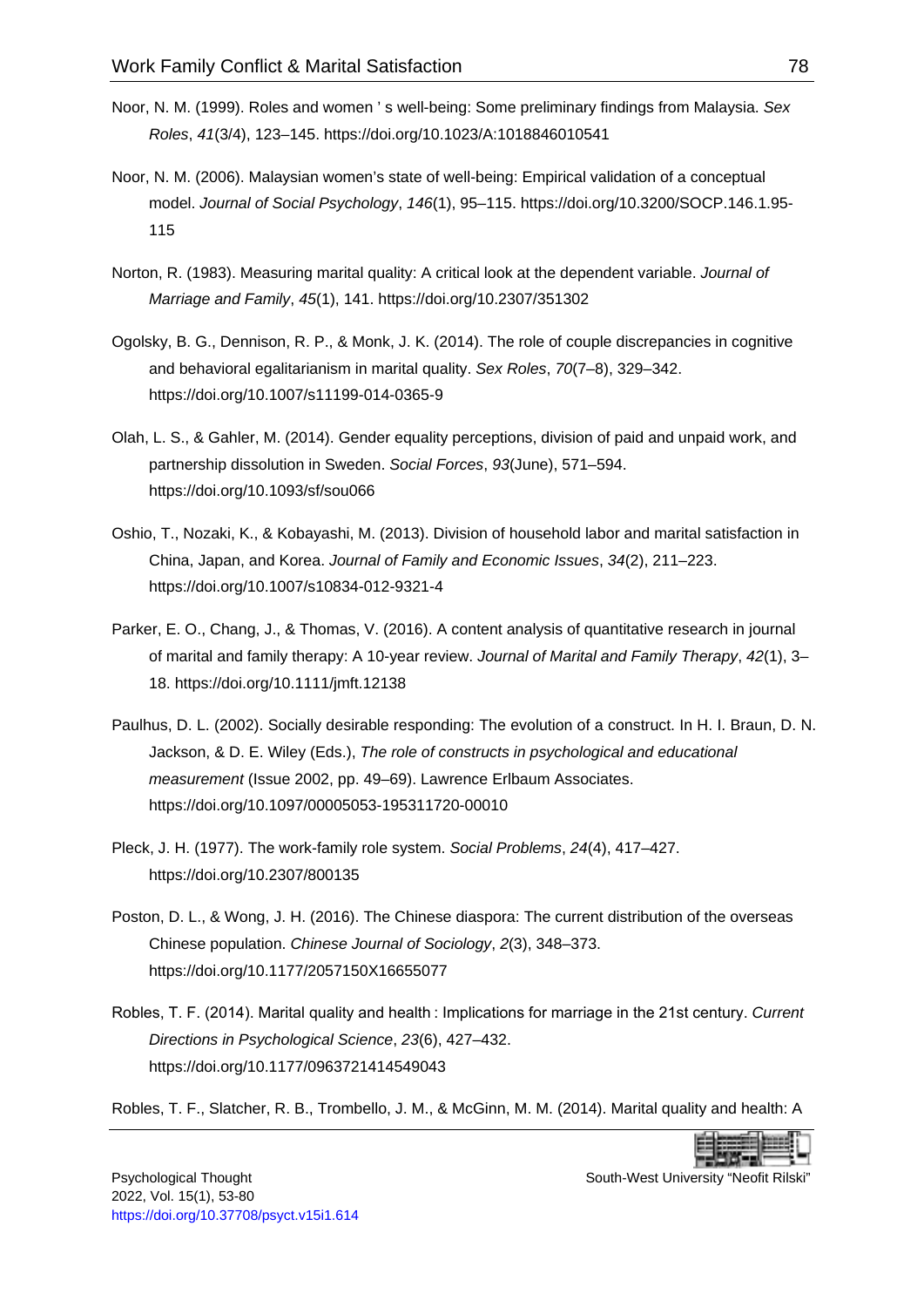Noor, N. M. (1999). Roles and women ' s well-being: Some preliminary findings from Malaysia. *Sex Roles*, *41*(3/4), 123–145. https://doi.org/10.1023/A:1018846010541

Noor, N. M. (2006). Malaysian women's state of well-being: Empirical validation of a conceptual model. *Journal of Social Psychology*, *146*(1), 95–115. https://doi.org/10.3200/SOCP.146.1.95-115

Norton, R. (1983). Measuring marital quality: A critical look at the dependent variable. *Journal of Marriage and Family*, *45*(1), 141. https://doi.org/10.2307/351302

Ogolsky, B. G., Dennison, R. P., & Monk, J. K. (2014). The role of couple discrepancies in cognitive and behavioral egalitarianism in marital quality. *Sex Roles*, *70*(7–8), 329–342. https://doi.org/10.1007/s11199-014-0365-9

Olah, L. S., & Gahler, M. (2014). Gender equality perceptions, division of paid and unpaid work, and partnership dissolution in Sweden. *Social Forces*, *93*(June), 571–594. https://doi.org/10.1093/sf/sou066

Oshio, T., Nozaki, K., & Kobayashi, M. (2013). Division of household labor and marital satisfaction in China, Japan, and Korea. *Journal of Family and Economic Issues*, *34*(2), 211–223. https://doi.org/10.1007/s10834-012-9321-4

Parker, E. O., Chang, J., & Thomas, V. (2016). A content analysis of quantitative research in journal of marital and family therapy: A 10-year review. *Journal of Marital and Family Therapy*, *42*(1), 3–18. https://doi.org/10.1111/jmft.12138

Paulhus, D. L. (2002). Socially desirable responding: The evolution of a construct. In H. I. Braun, D. N. Jackson, & D. E. Wiley (Eds.), *The role of constructs in psychological and educational measurement* (Issue 2002, pp. 49–69). Lawrence Erlbaum Associates. https://doi.org/10.1097/00005053-195311720-00010

Pleck, J. H. (1977). The work-family role system. *Social Problems*, *24*(4), 417–427. https://doi.org/10.2307/800135

Poston, D. L., & Wong, J. H. (2016). The Chinese diaspora: The current distribution of the overseas Chinese population. *Chinese Journal of Sociology*, *2*(3), 348–373. https://doi.org/10.1177/2057150X16655077

Robles, T. F. (2014). Marital quality and health : Implications for marriage in the 21st century. *Current Directions in Psychological Science*, *23*(6), 427–432. https://doi.org/10.1177/0963721414549043

Robles, T. F., Slatcher, R. B., Trombello, J. M., & McGinn, M. M. (2014). Marital quality and health: A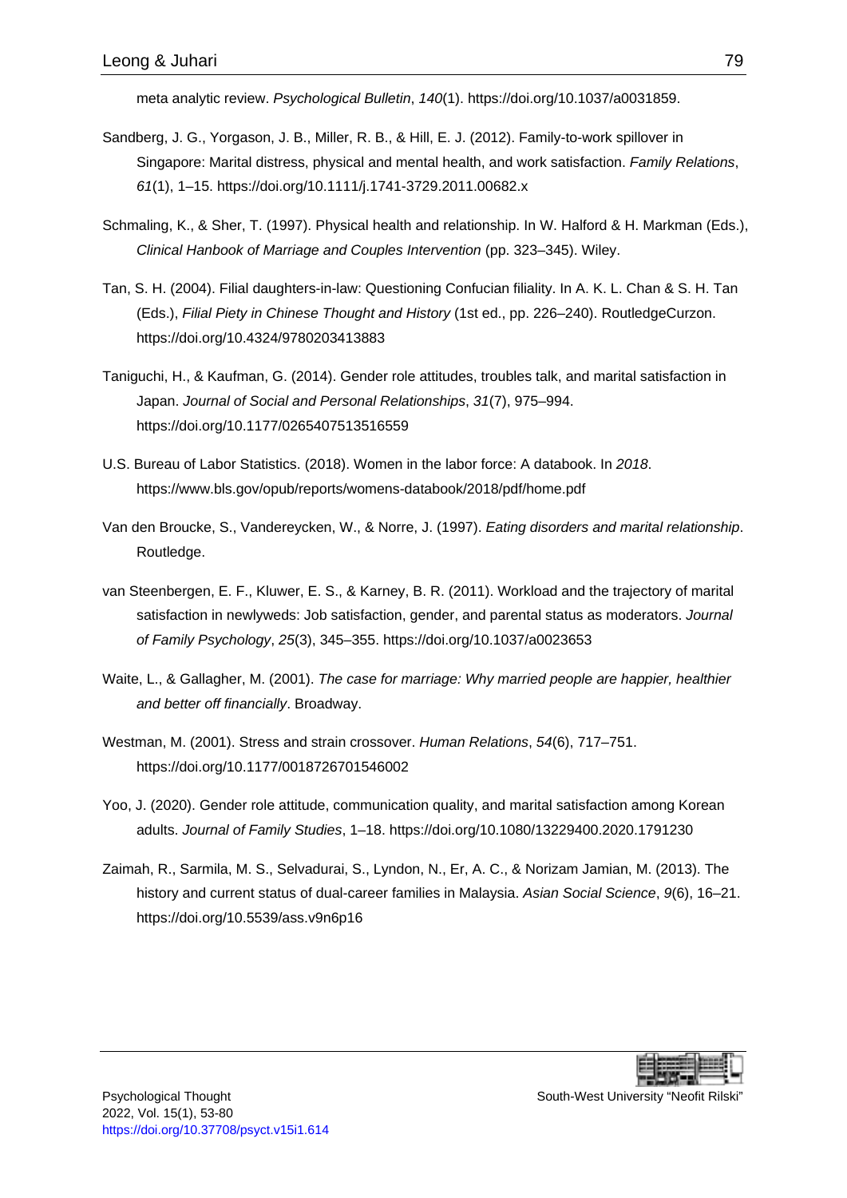meta analytic review. *Psychological Bulletin*, *140*(1). https://doi.org/10.1037/a0031859.

Sandberg, J. G., Yorgason, J. B., Miller, R. B., & Hill, E. J. (2012). Family-to-work spillover in Singapore: Marital distress, physical and mental health, and work satisfaction. *Family Relations*, *61*(1), 1–15. https://doi.org/10.1111/j.1741-3729.2011.00682.x

Schmaling, K., & Sher, T. (1997). Physical health and relationship. In W. Halford & H. Markman (Eds.), *Clinical Hanbook of Marriage and Couples Intervention* (pp. 323–345). Wiley.

Tan, S. H. (2004). Filial daughters-in-law: Questioning Confucian filiality. In A. K. L. Chan & S. H. Tan (Eds.), *Filial Piety in Chinese Thought and History* (1st ed., pp. 226–240). RoutledgeCurzon. https://doi.org/10.4324/9780203413883

Taniguchi, H., & Kaufman, G. (2014). Gender role attitudes, troubles talk, and marital satisfaction in Japan. *Journal of Social and Personal Relationships*, *31*(7), 975–994. https://doi.org/10.1177/0265407513516559

U.S. Bureau of Labor Statistics. (2018). Women in the labor force: A databook. In *2018*. https://www.bls.gov/opub/reports/womens-databook/2018/pdf/home.pdf

Van den Broucke, S., Vandereycken, W., & Norre, J. (1997). *Eating disorders and marital relationship*. Routledge.

van Steenbergen, E. F., Kluwer, E. S., & Karney, B. R. (2011). Workload and the trajectory of marital satisfaction in newlyweds: Job satisfaction, gender, and parental status as moderators. *Journal of Family Psychology*, *25*(3), 345–355. https://doi.org/10.1037/a0023653

Waite, L., & Gallagher, M. (2001). *The case for marriage: Why married people are happier, healthier and better off financially*. Broadway.

Westman, M. (2001). Stress and strain crossover. *Human Relations*, *54*(6), 717–751. https://doi.org/10.1177/0018726701546002

Yoo, J. (2020). Gender role attitude, communication quality, and marital satisfaction among Korean adults. *Journal of Family Studies*, 1–18. https://doi.org/10.1080/13229400.2020.1791230

Zaimah, R., Sarmila, M. S., Selvadurai, S., Lyndon, N., Er, A. C., & Norizam Jamian, M. (2013). The history and current status of dual-career families in Malaysia. *Asian Social Science*, *9*(6), 16–21. https://doi.org/10.5539/ass.v9n6p16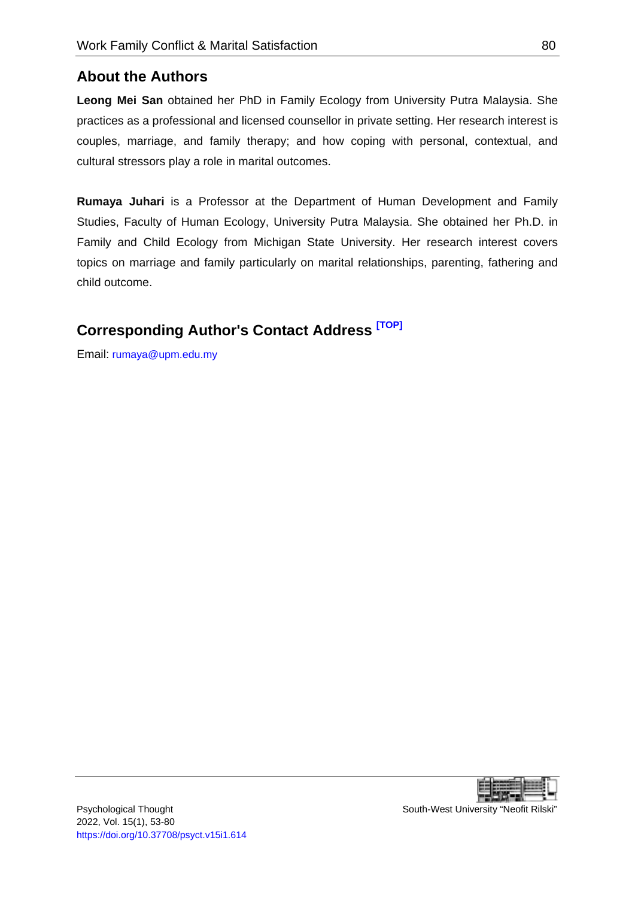## About the Authors

**Leong Mei San** obtained her PhD in Family Ecology from University Putra Malaysia. She practices as a professional and licensed counsellor in private setting. Her research interest is couples, marriage, and family therapy; and how coping with personal, contextual, and cultural stressors play a role in marital outcomes.

**Rumaya Juhari** is a Professor at the Department of Human Development and Family Studies, Faculty of Human Ecology, University Putra Malaysia. She obtained her Ph.D. in Family and Child Ecology from Michigan State University. Her research interest covers topics on marriage and family particularly on marital relationships, parenting, fathering and child outcome.

## Corresponding Author's Contact Address [TOP]

Email: rumaya@upm.edu.my